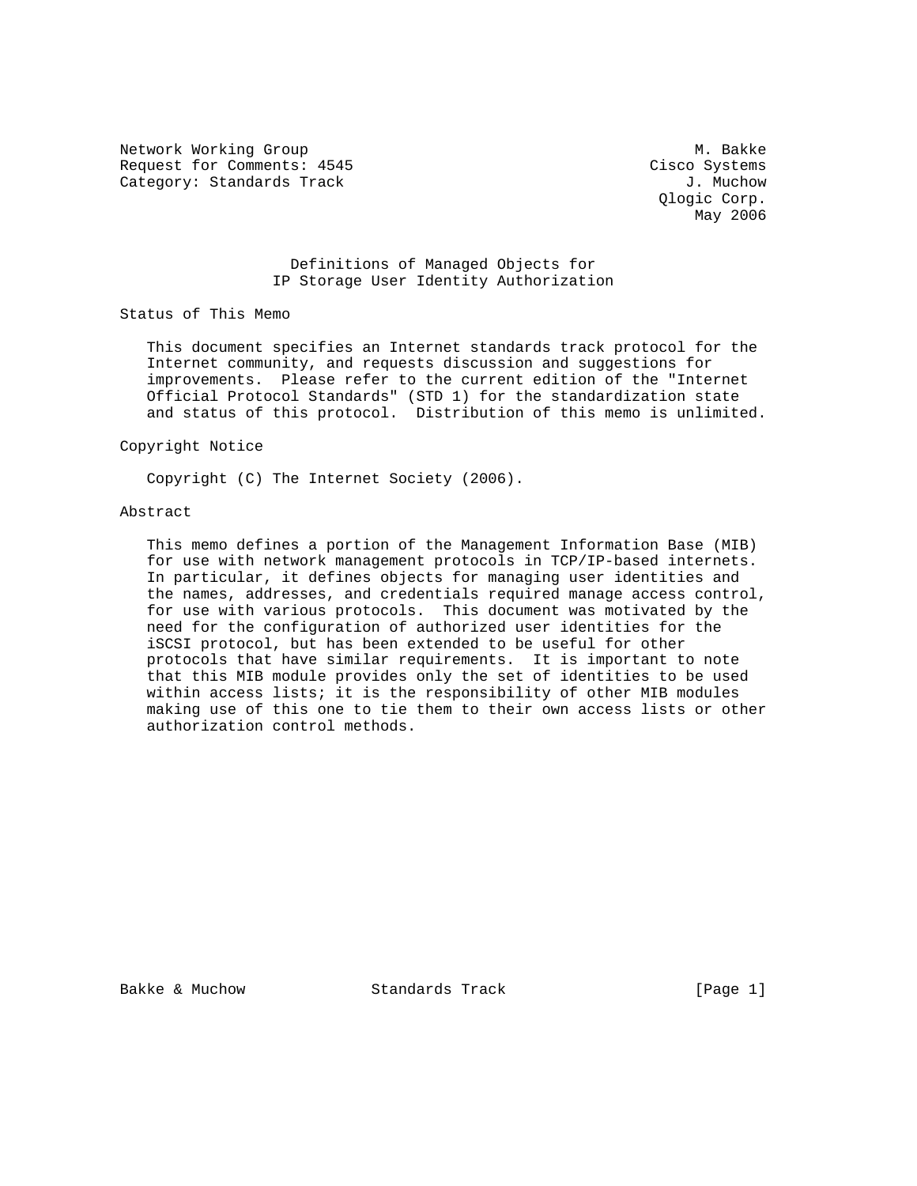Network Working Group M. Bakke
Request for Comments: 4545 Cisco Systems
Category: Standards Track J. Muchow
Qlogic Corp.
May 2006

# Definitions of Managed Objects for IP Storage User Identity Authorization

## Status of This Memo

This document specifies an Internet standards track protocol for the Internet community, and requests discussion and suggestions for improvements. Please refer to the current edition of the "Internet Official Protocol Standards" (STD 1) for the standardization state and status of this protocol. Distribution of this memo is unlimited.

## Copyright Notice

Copyright (C) The Internet Society (2006).

## Abstract

This memo defines a portion of the Management Information Base (MIB) for use with network management protocols in TCP/IP-based internets. In particular, it defines objects for managing user identities and the names, addresses, and credentials required manage access control, for use with various protocols. This document was motivated by the need for the configuration of authorized user identities for the iSCSI protocol, but has been extended to be useful for other protocols that have similar requirements. It is important to note that this MIB module provides only the set of identities to be used within access lists; it is the responsibility of other MIB modules making use of this one to tie them to their own access lists or other authorization control methods.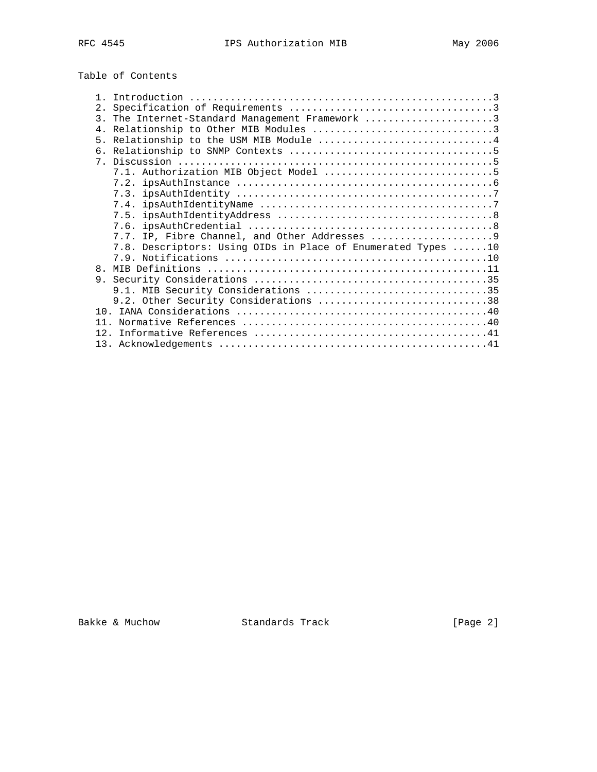Table of Contents

```
   1. Introduction ....................................................3
   2. Specification of Requirements ...................................3
   3. The Internet-Standard Management Framework ......................3
   4. Relationship to Other MIB Modules ...............................3
   5. Relationship to the USM MIB Module ..............................4
   6. Relationship to SNMP Contexts ...................................5
   7. Discussion ......................................................5
      7.1. Authorization MIB Object Model .............................5
      7.2. ipsAuthInstance ............................................6
      7.3. ipsAuthIdentity ............................................7
      7.4. ipsAuthIdentityName ........................................7
      7.5. ipsAuthIdentityAddress .....................................8
      7.6. ipsAuthCredential ..........................................8
      7.7. IP, Fibre Channel, and Other Addresses .....................9
      7.8. Descriptors: Using OIDs in Place of Enumerated Types ......10
      7.9. Notifications .............................................10
   8. MIB Definitions ................................................11
   9. Security Considerations ........................................35
      9.1. MIB Security Considerations ...............................35
      9.2. Other Security Considerations .............................38
   10. IANA Considerations ...........................................40
   11. Normative References ..........................................40
   12. Informative References ........................................41
   13. Acknowledgements ..............................................41
```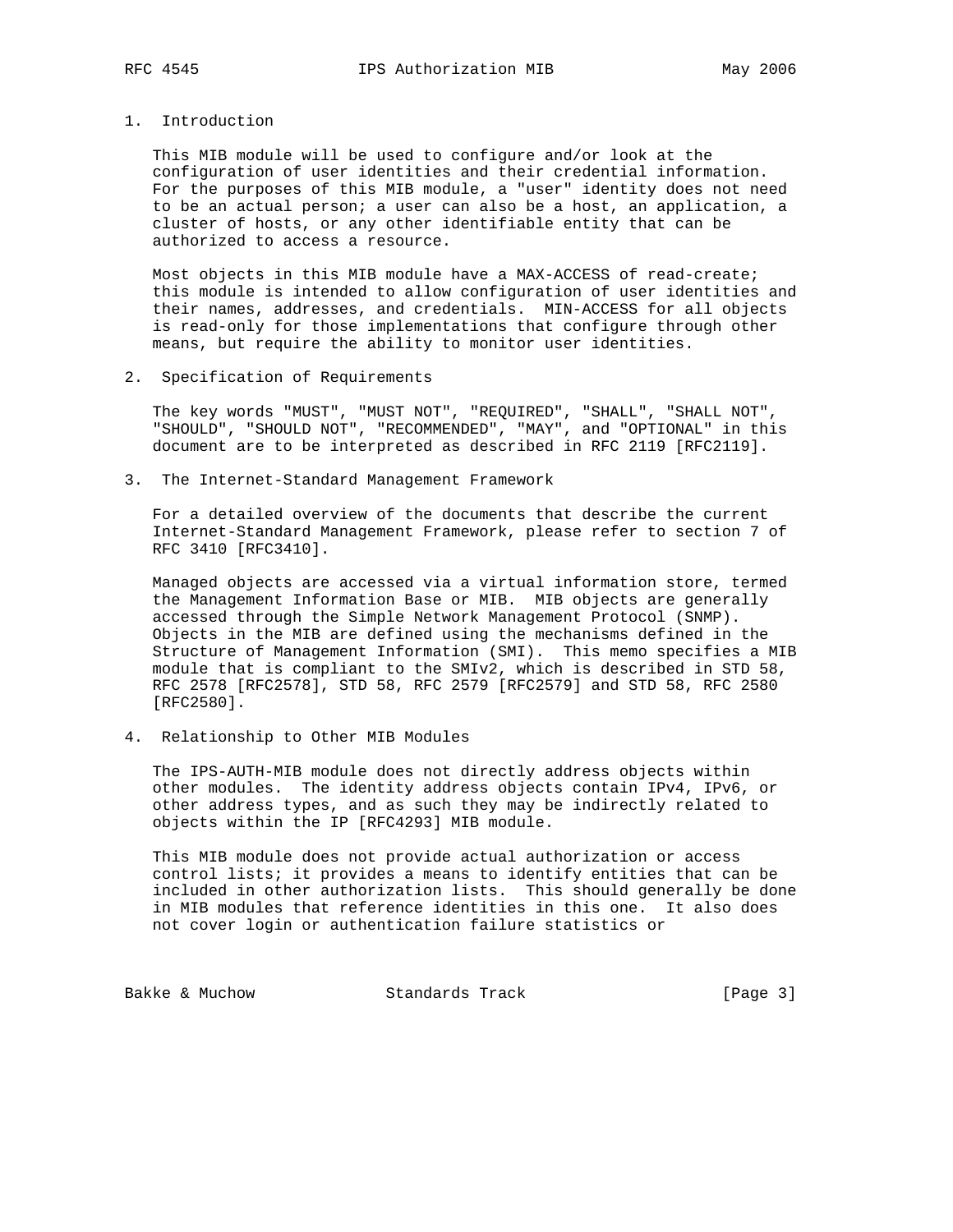## 1. Introduction

This MIB module will be used to configure and/or look at the configuration of user identities and their credential information. For the purposes of this MIB module, a "user" identity does not need to be an actual person; a user can also be a host, an application, a cluster of hosts, or any other identifiable entity that can be authorized to access a resource.

Most objects in this MIB module have a MAX-ACCESS of read-create; this module is intended to allow configuration of user identities and their names, addresses, and credentials. MIN-ACCESS for all objects is read-only for those implementations that configure through other means, but require the ability to monitor user identities.

## 2. Specification of Requirements

The key words "MUST", "MUST NOT", "REQUIRED", "SHALL", "SHALL NOT", "SHOULD", "SHOULD NOT", "RECOMMENDED", "MAY", and "OPTIONAL" in this document are to be interpreted as described in RFC 2119 [RFC2119].

## 3. The Internet-Standard Management Framework

For a detailed overview of the documents that describe the current Internet-Standard Management Framework, please refer to section 7 of RFC 3410 [RFC3410].

Managed objects are accessed via a virtual information store, termed the Management Information Base or MIB. MIB objects are generally accessed through the Simple Network Management Protocol (SNMP). Objects in the MIB are defined using the mechanisms defined in the Structure of Management Information (SMI). This memo specifies a MIB module that is compliant to the SMIv2, which is described in STD 58, RFC 2578 [RFC2578], STD 58, RFC 2579 [RFC2579] and STD 58, RFC 2580 [RFC2580].

## 4. Relationship to Other MIB Modules

The IPS-AUTH-MIB module does not directly address objects within other modules. The identity address objects contain IPv4, IPv6, or other address types, and as such they may be indirectly related to objects within the IP [RFC4293] MIB module.

This MIB module does not provide actual authorization or access control lists; it provides a means to identify entities that can be included in other authorization lists. This should generally be done in MIB modules that reference identities in this one. It also does not cover login or authentication failure statistics or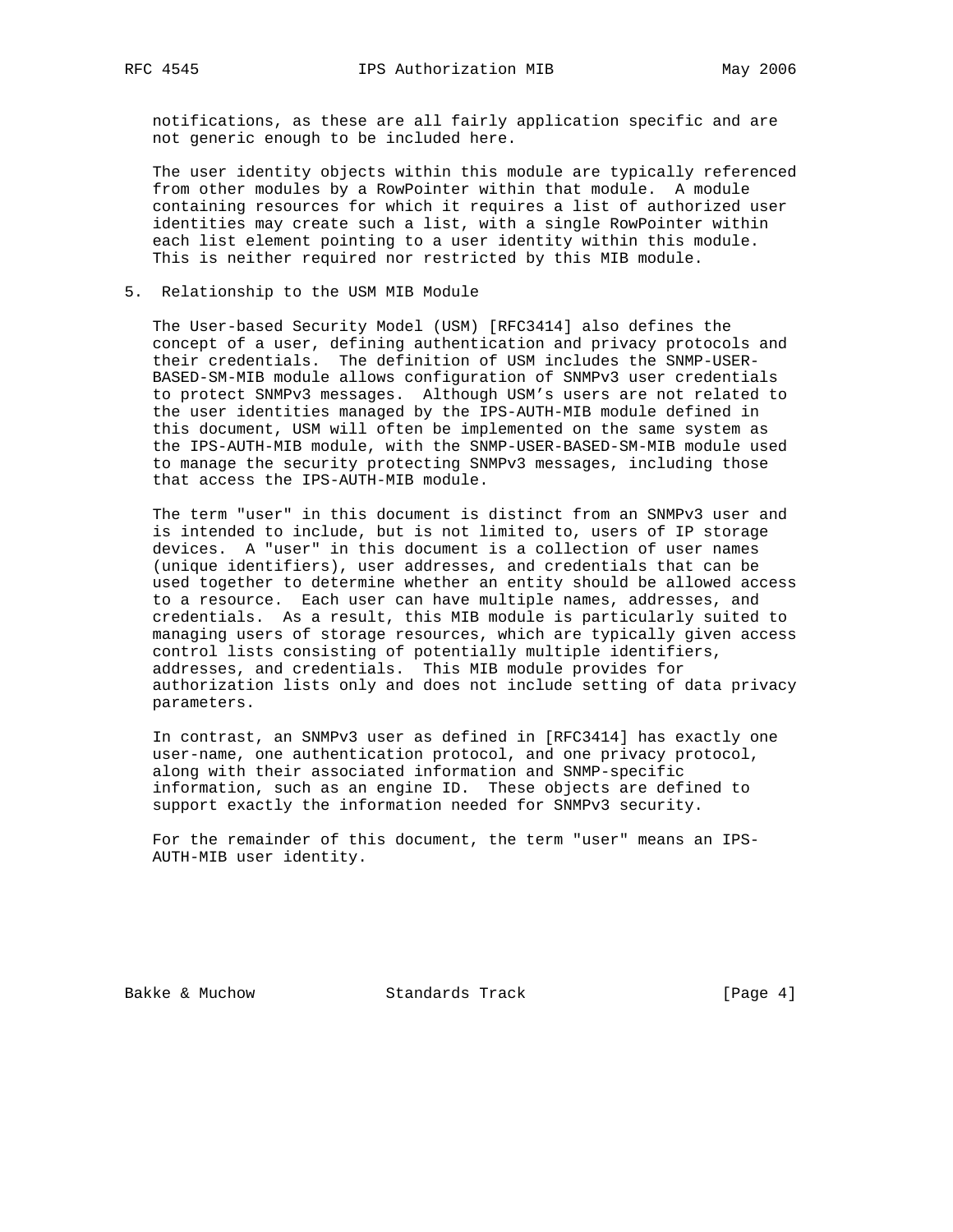notifications, as these are all fairly application specific and are not generic enough to be included here.

The user identity objects within this module are typically referenced from other modules by a RowPointer within that module. A module containing resources for which it requires a list of authorized user identities may create such a list, with a single RowPointer within each list element pointing to a user identity within this module. This is neither required nor restricted by this MIB module.

## 5. Relationship to the USM MIB Module

The User-based Security Model (USM) [RFC3414] also defines the concept of a user, defining authentication and privacy protocols and their credentials. The definition of USM includes the SNMP-USER-BASED-SM-MIB module allows configuration of SNMPv3 user credentials to protect SNMPv3 messages. Although USM's users are not related to the user identities managed by the IPS-AUTH-MIB module defined in this document, USM will often be implemented on the same system as the IPS-AUTH-MIB module, with the SNMP-USER-BASED-SM-MIB module used to manage the security protecting SNMPv3 messages, including those that access the IPS-AUTH-MIB module.

The term "user" in this document is distinct from an SNMPv3 user and is intended to include, but is not limited to, users of IP storage devices. A "user" in this document is a collection of user names (unique identifiers), user addresses, and credentials that can be used together to determine whether an entity should be allowed access to a resource. Each user can have multiple names, addresses, and credentials. As a result, this MIB module is particularly suited to managing users of storage resources, which are typically given access control lists consisting of potentially multiple identifiers, addresses, and credentials. This MIB module provides for authorization lists only and does not include setting of data privacy parameters.

In contrast, an SNMPv3 user as defined in [RFC3414] has exactly one user-name, one authentication protocol, and one privacy protocol, along with their associated information and SNMP-specific information, such as an engine ID. These objects are defined to support exactly the information needed for SNMPv3 security.

For the remainder of this document, the term "user" means an IPS-AUTH-MIB user identity.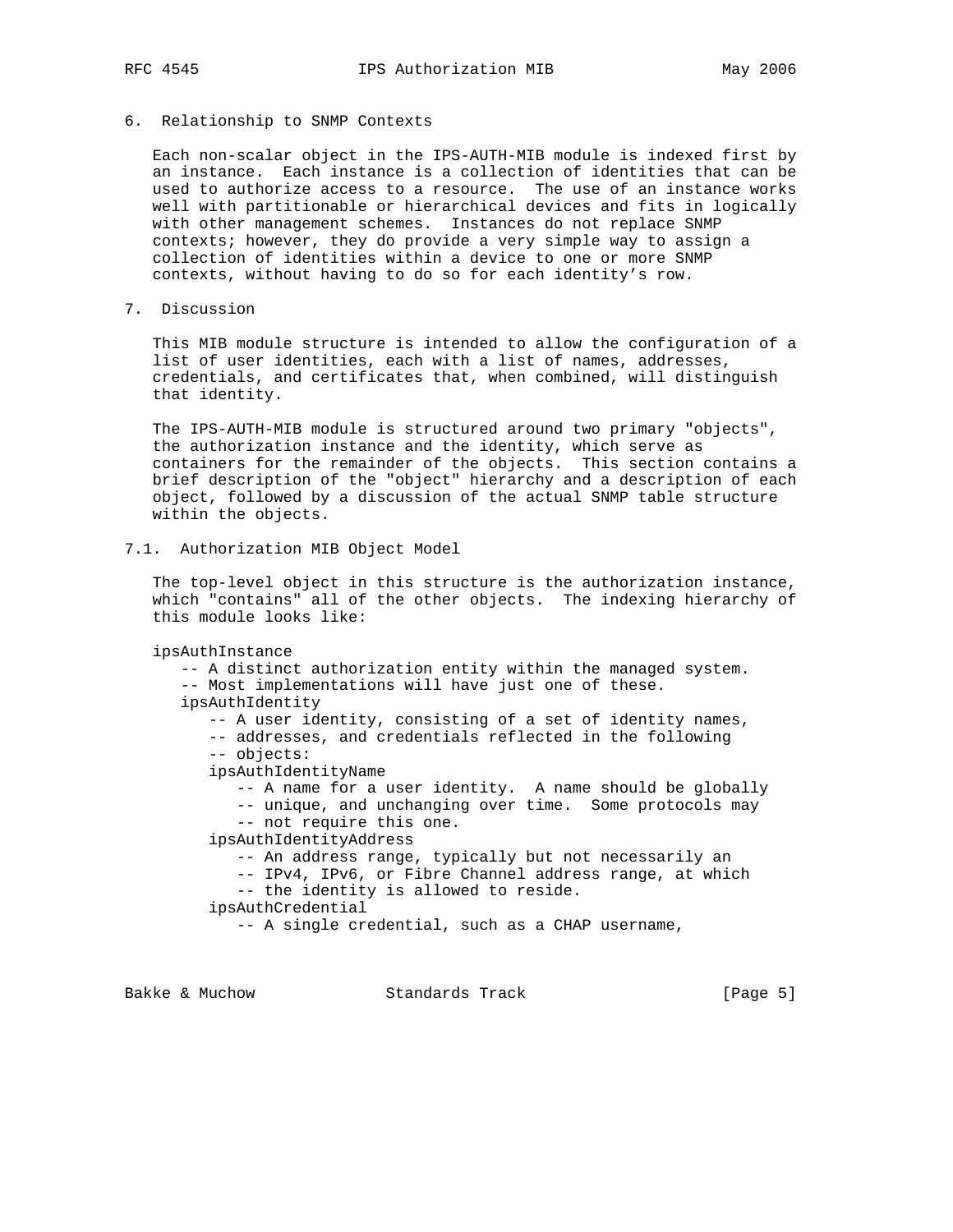## 6. Relationship to SNMP Contexts

Each non-scalar object in the IPS-AUTH-MIB module is indexed first by an instance. Each instance is a collection of identities that can be used to authorize access to a resource. The use of an instance works well with partitionable or hierarchical devices and fits in logically with other management schemes. Instances do not replace SNMP contexts; however, they do provide a very simple way to assign a collection of identities within a device to one or more SNMP contexts, without having to do so for each identity's row.

## 7. Discussion

This MIB module structure is intended to allow the configuration of a list of user identities, each with a list of names, addresses, credentials, and certificates that, when combined, will distinguish that identity.

The IPS-AUTH-MIB module is structured around two primary "objects", the authorization instance and the identity, which serve as containers for the remainder of the objects. This section contains a brief description of the "object" hierarchy and a description of each object, followed by a discussion of the actual SNMP table structure within the objects.

### 7.1. Authorization MIB Object Model

The top-level object in this structure is the authorization instance, which "contains" all of the other objects. The indexing hierarchy of this module looks like:

```
ipsAuthInstance
   -- A distinct authorization entity within the managed system.
   -- Most implementations will have just one of these.
   ipsAuthIdentity
      -- A user identity, consisting of a set of identity names,
      -- addresses, and credentials reflected in the following
      -- objects:
      ipsAuthIdentityName
         -- A name for a user identity.  A name should be globally
         -- unique, and unchanging over time.  Some protocols may
         -- not require this one.
      ipsAuthIdentityAddress
         -- An address range, typically but not necessarily an
         -- IPv4, IPv6, or Fibre Channel address range, at which
         -- the identity is allowed to reside.
      ipsAuthCredential
         -- A single credential, such as a CHAP username,
```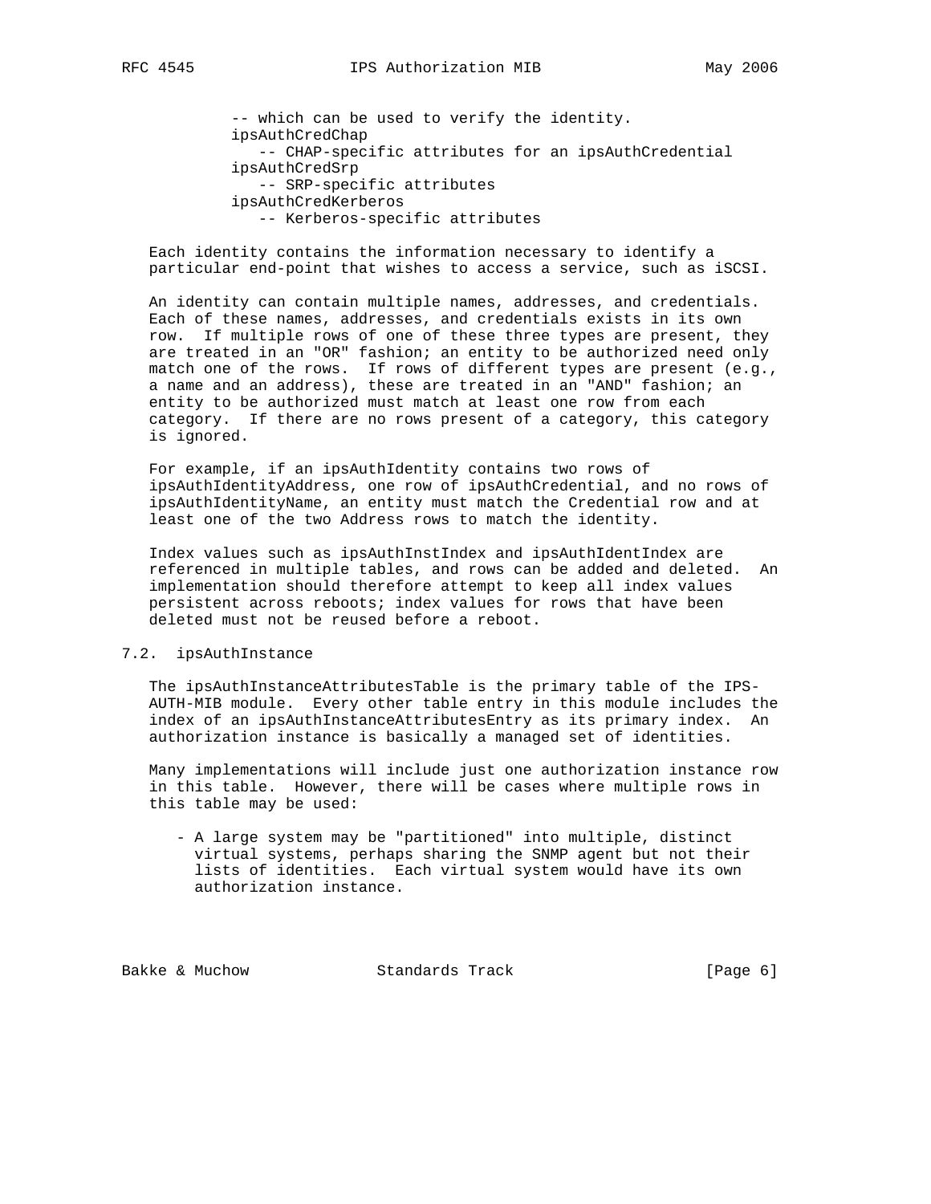```
          -- which can be used to verify the identity.
         ipsAuthCredChap
            -- CHAP-specific attributes for an ipsAuthCredential
         ipsAuthCredSrp
            -- SRP-specific attributes
         ipsAuthCredKerberos
            -- Kerberos-specific attributes
```

Each identity contains the information necessary to identify a particular end-point that wishes to access a service, such as iSCSI.

An identity can contain multiple names, addresses, and credentials. Each of these names, addresses, and credentials exists in its own row. If multiple rows of one of these three types are present, they are treated in an "OR" fashion; an entity to be authorized need only match one of the rows. If rows of different types are present (e.g., a name and an address), these are treated in an "AND" fashion; an entity to be authorized must match at least one row from each category. If there are no rows present of a category, this category is ignored.

For example, if an ipsAuthIdentity contains two rows of ipsAuthIdentityAddress, one row of ipsAuthCredential, and no rows of ipsAuthIdentityName, an entity must match the Credential row and at least one of the two Address rows to match the identity.

Index values such as ipsAuthInstIndex and ipsAuthIdentIndex are referenced in multiple tables, and rows can be added and deleted. An implementation should therefore attempt to keep all index values persistent across reboots; index values for rows that have been deleted must not be reused before a reboot.

## 7.2. ipsAuthInstance

The ipsAuthInstanceAttributesTable is the primary table of the IPS-AUTH-MIB module. Every other table entry in this module includes the index of an ipsAuthInstanceAttributesEntry as its primary index. An authorization instance is basically a managed set of identities.

Many implementations will include just one authorization instance row in this table. However, there will be cases where multiple rows in this table may be used:

- A large system may be "partitioned" into multiple, distinct virtual systems, perhaps sharing the SNMP agent but not their lists of identities. Each virtual system would have its own authorization instance.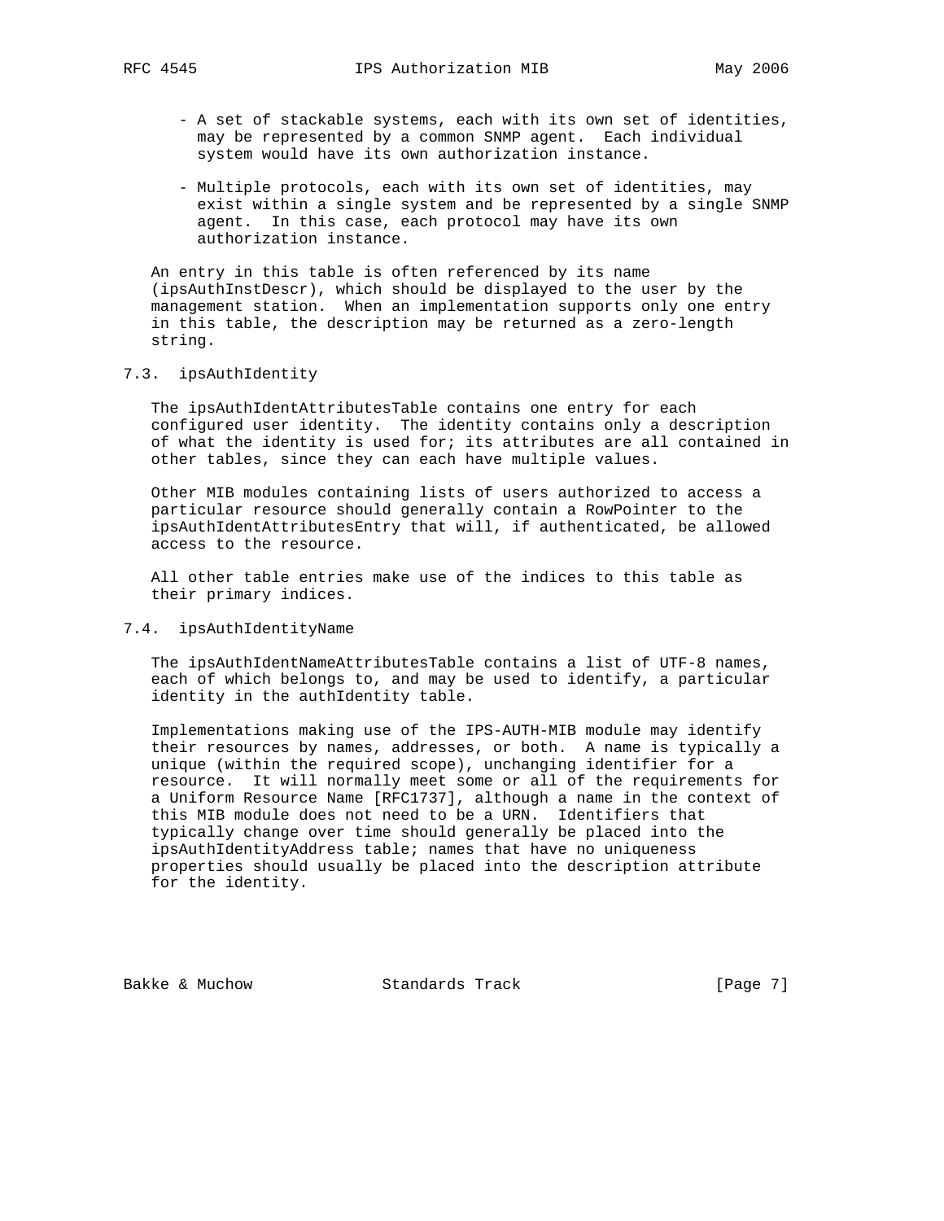- A set of stackable systems, each with its own set of identities, may be represented by a common SNMP agent. Each individual system would have its own authorization instance.

- Multiple protocols, each with its own set of identities, may exist within a single system and be represented by a single SNMP agent. In this case, each protocol may have its own authorization instance.

An entry in this table is often referenced by its name (ipsAuthInstDescr), which should be displayed to the user by the management station. When an implementation supports only one entry in this table, the description may be returned as a zero-length string.

### 7.3. ipsAuthIdentity

The ipsAuthIdentAttributesTable contains one entry for each configured user identity. The identity contains only a description of what the identity is used for; its attributes are all contained in other tables, since they can each have multiple values.

Other MIB modules containing lists of users authorized to access a particular resource should generally contain a RowPointer to the ipsAuthIdentAttributesEntry that will, if authenticated, be allowed access to the resource.

All other table entries make use of the indices to this table as their primary indices.

### 7.4. ipsAuthIdentityName

The ipsAuthIdentNameAttributesTable contains a list of UTF-8 names, each of which belongs to, and may be used to identify, a particular identity in the authIdentity table.

Implementations making use of the IPS-AUTH-MIB module may identify their resources by names, addresses, or both. A name is typically a unique (within the required scope), unchanging identifier for a resource. It will normally meet some or all of the requirements for a Uniform Resource Name [RFC1737], although a name in the context of this MIB module does not need to be a URN. Identifiers that typically change over time should generally be placed into the ipsAuthIdentityAddress table; names that have no uniqueness properties should usually be placed into the description attribute for the identity.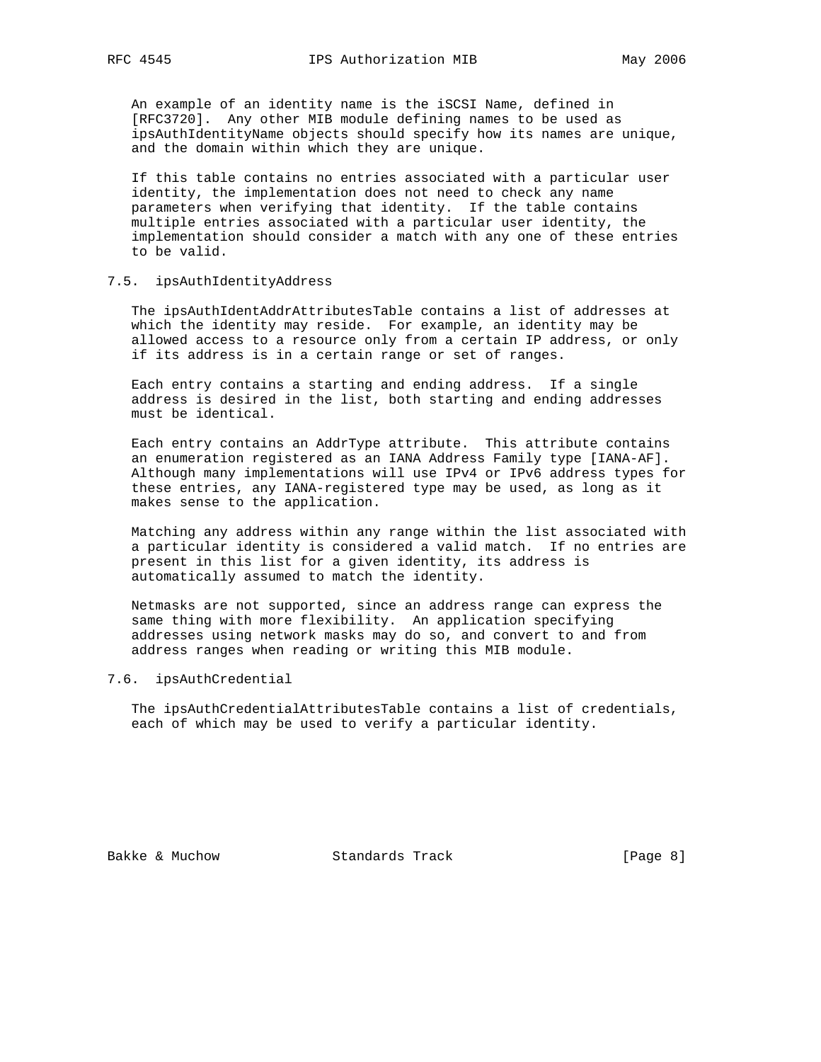An example of an identity name is the iSCSI Name, defined in [RFC3720]. Any other MIB module defining names to be used as ipsAuthIdentityName objects should specify how its names are unique, and the domain within which they are unique.

If this table contains no entries associated with a particular user identity, the implementation does not need to check any name parameters when verifying that identity. If the table contains multiple entries associated with a particular user identity, the implementation should consider a match with any one of these entries to be valid.

### 7.5. ipsAuthIdentityAddress

The ipsAuthIdentAddrAttributesTable contains a list of addresses at which the identity may reside. For example, an identity may be allowed access to a resource only from a certain IP address, or only if its address is in a certain range or set of ranges.

Each entry contains a starting and ending address. If a single address is desired in the list, both starting and ending addresses must be identical.

Each entry contains an AddrType attribute. This attribute contains an enumeration registered as an IANA Address Family type [IANA-AF]. Although many implementations will use IPv4 or IPv6 address types for these entries, any IANA-registered type may be used, as long as it makes sense to the application.

Matching any address within any range within the list associated with a particular identity is considered a valid match. If no entries are present in this list for a given identity, its address is automatically assumed to match the identity.

Netmasks are not supported, since an address range can express the same thing with more flexibility. An application specifying addresses using network masks may do so, and convert to and from address ranges when reading or writing this MIB module.

### 7.6. ipsAuthCredential

The ipsAuthCredentialAttributesTable contains a list of credentials, each of which may be used to verify a particular identity.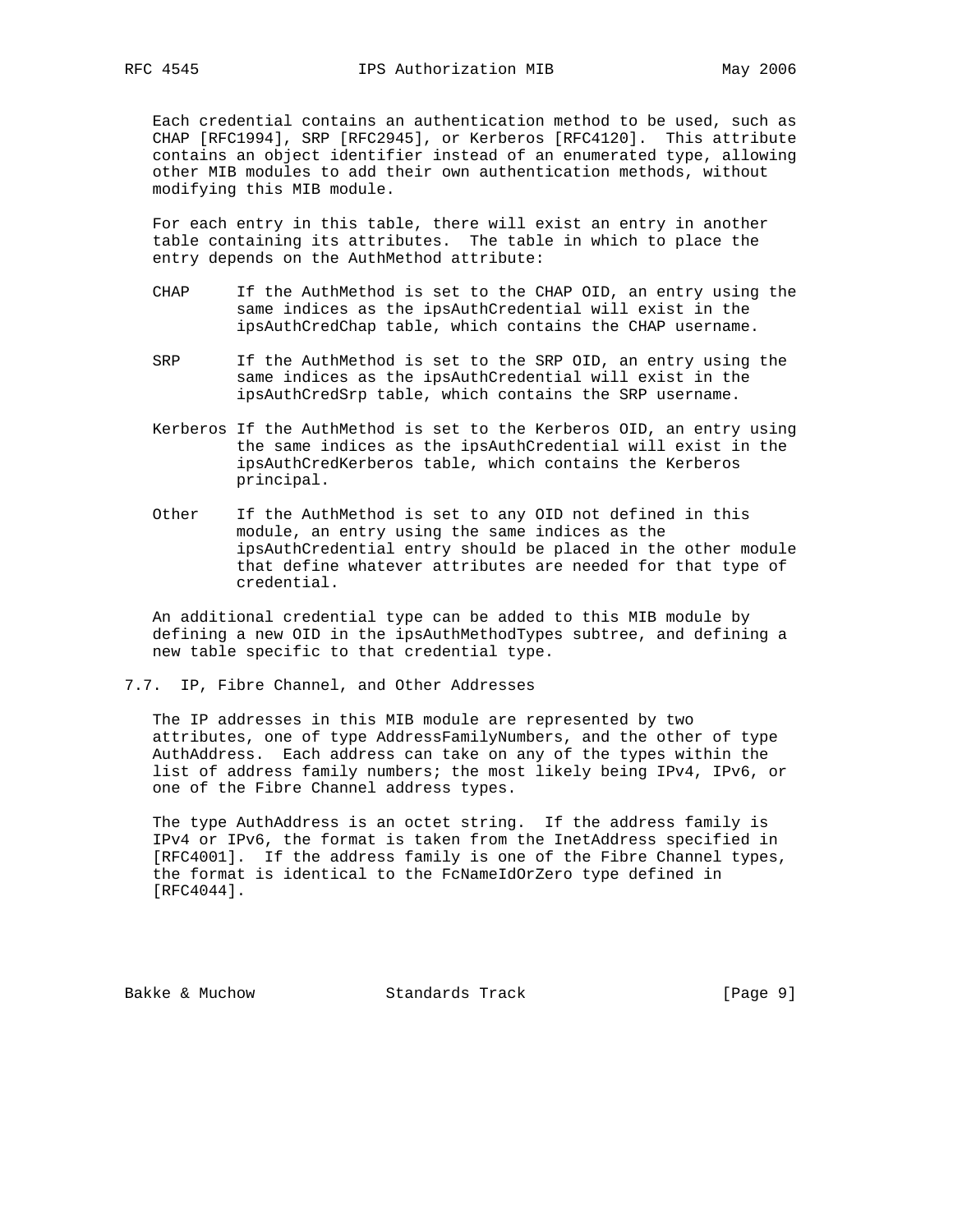Each credential contains an authentication method to be used, such as CHAP [RFC1994], SRP [RFC2945], or Kerberos [RFC4120]. This attribute contains an object identifier instead of an enumerated type, allowing other MIB modules to add their own authentication methods, without modifying this MIB module.

For each entry in this table, there will exist an entry in another table containing its attributes. The table in which to place the entry depends on the AuthMethod attribute:

CHAP
: If the AuthMethod is set to the CHAP OID, an entry using the same indices as the ipsAuthCredential will exist in the ipsAuthCredChap table, which contains the CHAP username.

SRP
: If the AuthMethod is set to the SRP OID, an entry using the same indices as the ipsAuthCredential will exist in the ipsAuthCredSrp table, which contains the SRP username.

Kerberos
: If the AuthMethod is set to the Kerberos OID, an entry using the same indices as the ipsAuthCredential will exist in the ipsAuthCredKerberos table, which contains the Kerberos principal.

Other
: If the AuthMethod is set to any OID not defined in this module, an entry using the same indices as the ipsAuthCredential entry should be placed in the other module that define whatever attributes are needed for that type of credential.

An additional credential type can be added to this MIB module by defining a new OID in the ipsAuthMethodTypes subtree, and defining a new table specific to that credential type.

## 7.7. IP, Fibre Channel, and Other Addresses

The IP addresses in this MIB module are represented by two attributes, one of type AddressFamilyNumbers, and the other of type AuthAddress. Each address can take on any of the types within the list of address family numbers; the most likely being IPv4, IPv6, or one of the Fibre Channel address types.

The type AuthAddress is an octet string. If the address family is IPv4 or IPv6, the format is taken from the InetAddress specified in [RFC4001]. If the address family is one of the Fibre Channel types, the format is identical to the FcNameIdOrZero type defined in [RFC4044].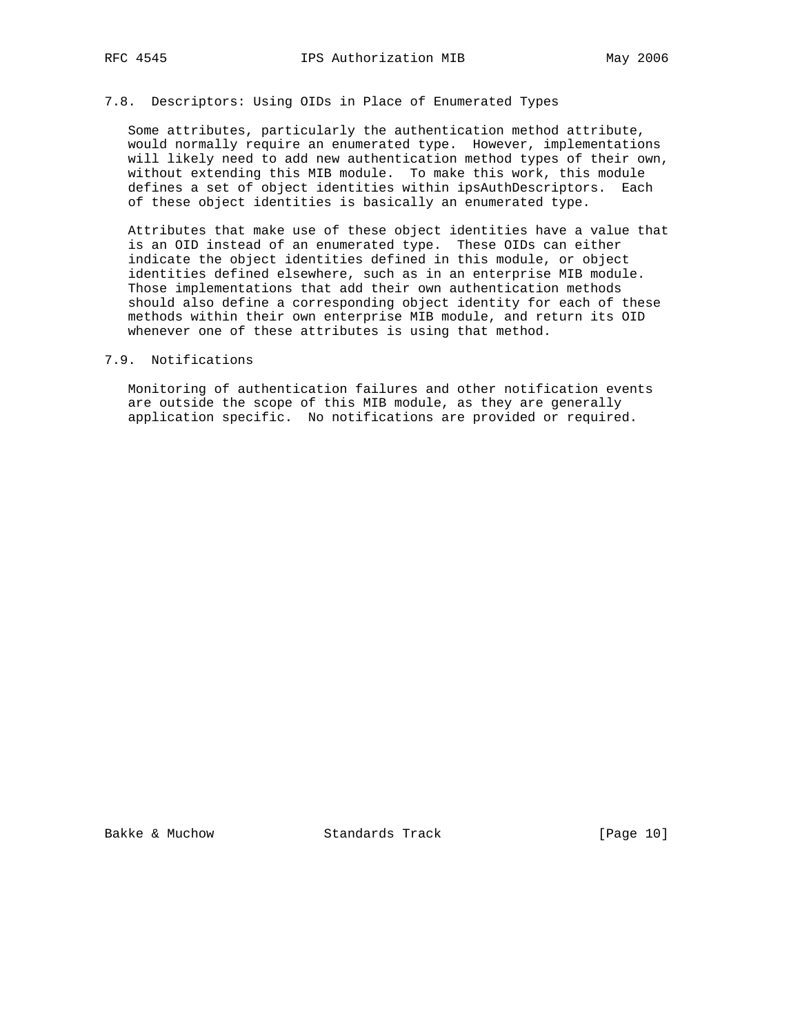### 7.8. Descriptors: Using OIDs in Place of Enumerated Types

Some attributes, particularly the authentication method attribute, would normally require an enumerated type. However, implementations will likely need to add new authentication method types of their own, without extending this MIB module. To make this work, this module defines a set of object identities within ipsAuthDescriptors. Each of these object identities is basically an enumerated type.

Attributes that make use of these object identities have a value that is an OID instead of an enumerated type. These OIDs can either indicate the object identities defined in this module, or object identities defined elsewhere, such as in an enterprise MIB module. Those implementations that add their own authentication methods should also define a corresponding object identity for each of these methods within their own enterprise MIB module, and return its OID whenever one of these attributes is using that method.

### 7.9. Notifications

Monitoring of authentication failures and other notification events are outside the scope of this MIB module, as they are generally application specific. No notifications are provided or required.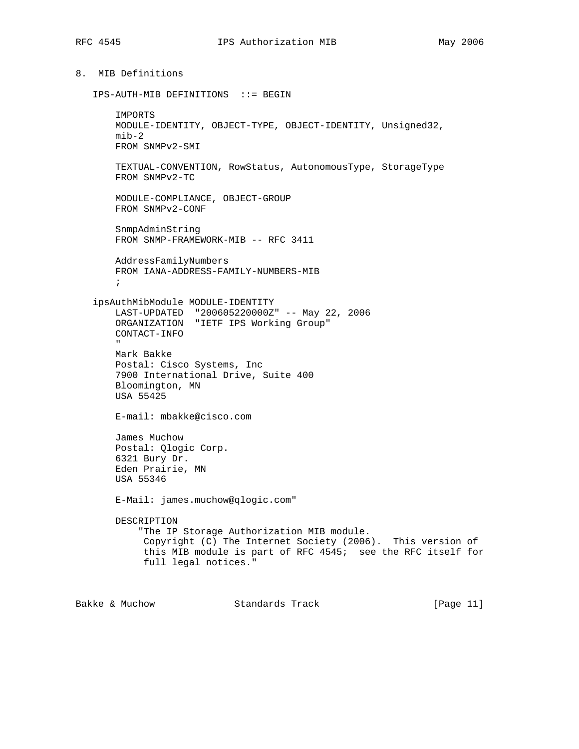## 8. MIB Definitions

```
   IPS-AUTH-MIB DEFINITIONS  ::= BEGIN

       IMPORTS
       MODULE-IDENTITY, OBJECT-TYPE, OBJECT-IDENTITY, Unsigned32,
       mib-2
       FROM SNMPv2-SMI

       TEXTUAL-CONVENTION, RowStatus, AutonomousType, StorageType
       FROM SNMPv2-TC

       MODULE-COMPLIANCE, OBJECT-GROUP
       FROM SNMPv2-CONF

       SnmpAdminString
       FROM SNMP-FRAMEWORK-MIB -- RFC 3411

       AddressFamilyNumbers
       FROM IANA-ADDRESS-FAMILY-NUMBERS-MIB
       ;

   ipsAuthMibModule MODULE-IDENTITY
       LAST-UPDATED  "200605220000Z" -- May 22, 2006
       ORGANIZATION  "IETF IPS Working Group"
       CONTACT-INFO
       "
       Mark Bakke
       Postal: Cisco Systems, Inc
       7900 International Drive, Suite 400
       Bloomington, MN
       USA 55425

       E-mail: mbakke@cisco.com

       James Muchow
       Postal: Qlogic Corp.
       6321 Bury Dr.
       Eden Prairie, MN
       USA 55346

       E-Mail: james.muchow@qlogic.com"

       DESCRIPTION
           "The IP Storage Authorization MIB module.
            Copyright (C) The Internet Society (2006).  This version of
            this MIB module is part of RFC 4545;  see the RFC itself for
            full legal notices."
```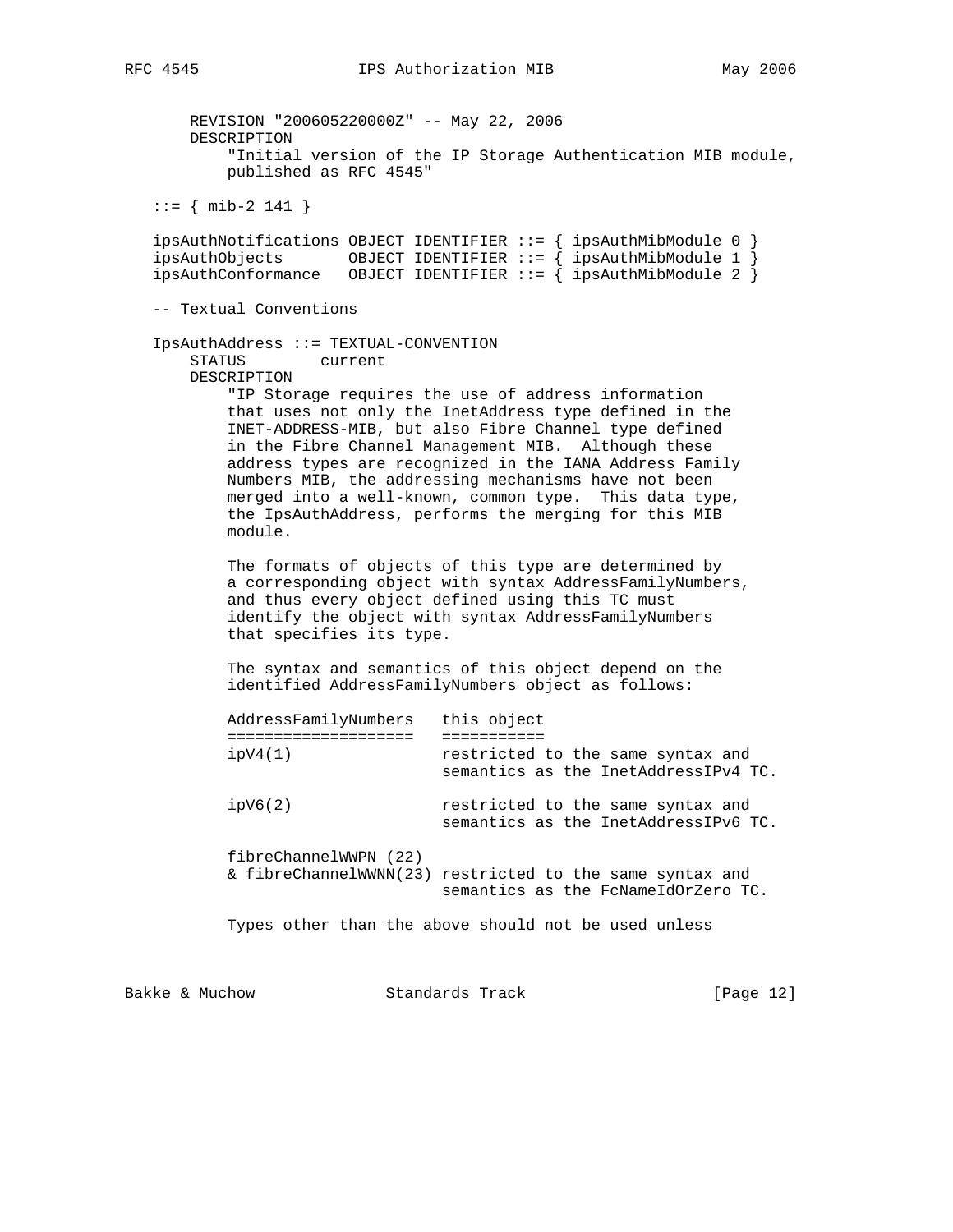```
       REVISION "200605220000Z" -- May 22, 2006
       DESCRIPTION
           "Initial version of the IP Storage Authentication MIB module,
           published as RFC 4545"

   ::= { mib-2 141 }

   ipsAuthNotifications OBJECT IDENTIFIER ::= { ipsAuthMibModule 0 }
   ipsAuthObjects       OBJECT IDENTIFIER ::= { ipsAuthMibModule 1 }
   ipsAuthConformance   OBJECT IDENTIFIER ::= { ipsAuthMibModule 2 }

   -- Textual Conventions

   IpsAuthAddress ::= TEXTUAL-CONVENTION
       STATUS        current
       DESCRIPTION
           "IP Storage requires the use of address information
           that uses not only the InetAddress type defined in the
           INET-ADDRESS-MIB, but also Fibre Channel type defined
           in the Fibre Channel Management MIB.  Although these
           address types are recognized in the IANA Address Family
           Numbers MIB, the addressing mechanisms have not been
           merged into a well-known, common type.  This data type,
           the IpsAuthAddress, performs the merging for this MIB
           module.

           The formats of objects of this type are determined by
           a corresponding object with syntax AddressFamilyNumbers,
           and thus every object defined using this TC must
           identify the object with syntax AddressFamilyNumbers
           that specifies its type.

           The syntax and semantics of this object depend on the
           identified AddressFamilyNumbers object as follows:

           AddressFamilyNumbers   this object
           ====================   ===========
           ipV4(1)                restricted to the same syntax and
                                  semantics as the InetAddressIPv4 TC.

           ipV6(2)                restricted to the same syntax and
                                  semantics as the InetAddressIPv6 TC.

           fibreChannelWWPN (22)
           & fibreChannelWWNN(23) restricted to the same syntax and
                                  semantics as the FcNameIdOrZero TC.

           Types other than the above should not be used unless
```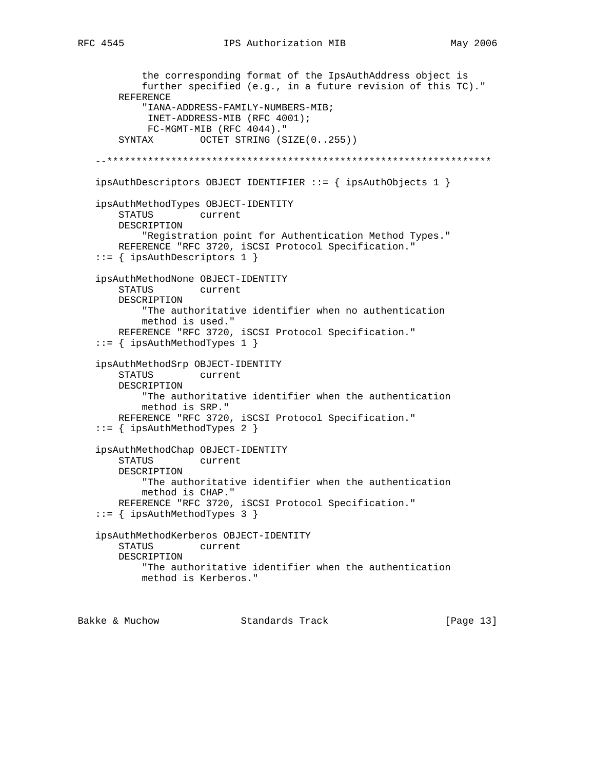```
          the corresponding format of the IpsAuthAddress object is
          further specified (e.g., in a future revision of this TC)."
      REFERENCE
          "IANA-ADDRESS-FAMILY-NUMBERS-MIB;
           INET-ADDRESS-MIB (RFC 4001);
           FC-MGMT-MIB (RFC 4044)."
      SYNTAX        OCTET STRING (SIZE(0..255))

  --******************************************************************

  ipsAuthDescriptors OBJECT IDENTIFIER ::= { ipsAuthObjects 1 }

  ipsAuthMethodTypes OBJECT-IDENTITY
      STATUS        current
      DESCRIPTION
          "Registration point for Authentication Method Types."
      REFERENCE "RFC 3720, iSCSI Protocol Specification."
  ::= { ipsAuthDescriptors 1 }

  ipsAuthMethodNone OBJECT-IDENTITY
      STATUS        current
      DESCRIPTION
          "The authoritative identifier when no authentication
          method is used."
      REFERENCE "RFC 3720, iSCSI Protocol Specification."
  ::= { ipsAuthMethodTypes 1 }

  ipsAuthMethodSrp OBJECT-IDENTITY
      STATUS        current
      DESCRIPTION
          "The authoritative identifier when the authentication
          method is SRP."
      REFERENCE "RFC 3720, iSCSI Protocol Specification."
  ::= { ipsAuthMethodTypes 2 }

  ipsAuthMethodChap OBJECT-IDENTITY
      STATUS        current
      DESCRIPTION
          "The authoritative identifier when the authentication
          method is CHAP."
      REFERENCE "RFC 3720, iSCSI Protocol Specification."
  ::= { ipsAuthMethodTypes 3 }

  ipsAuthMethodKerberos OBJECT-IDENTITY
      STATUS        current
      DESCRIPTION
          "The authoritative identifier when the authentication
          method is Kerberos."
```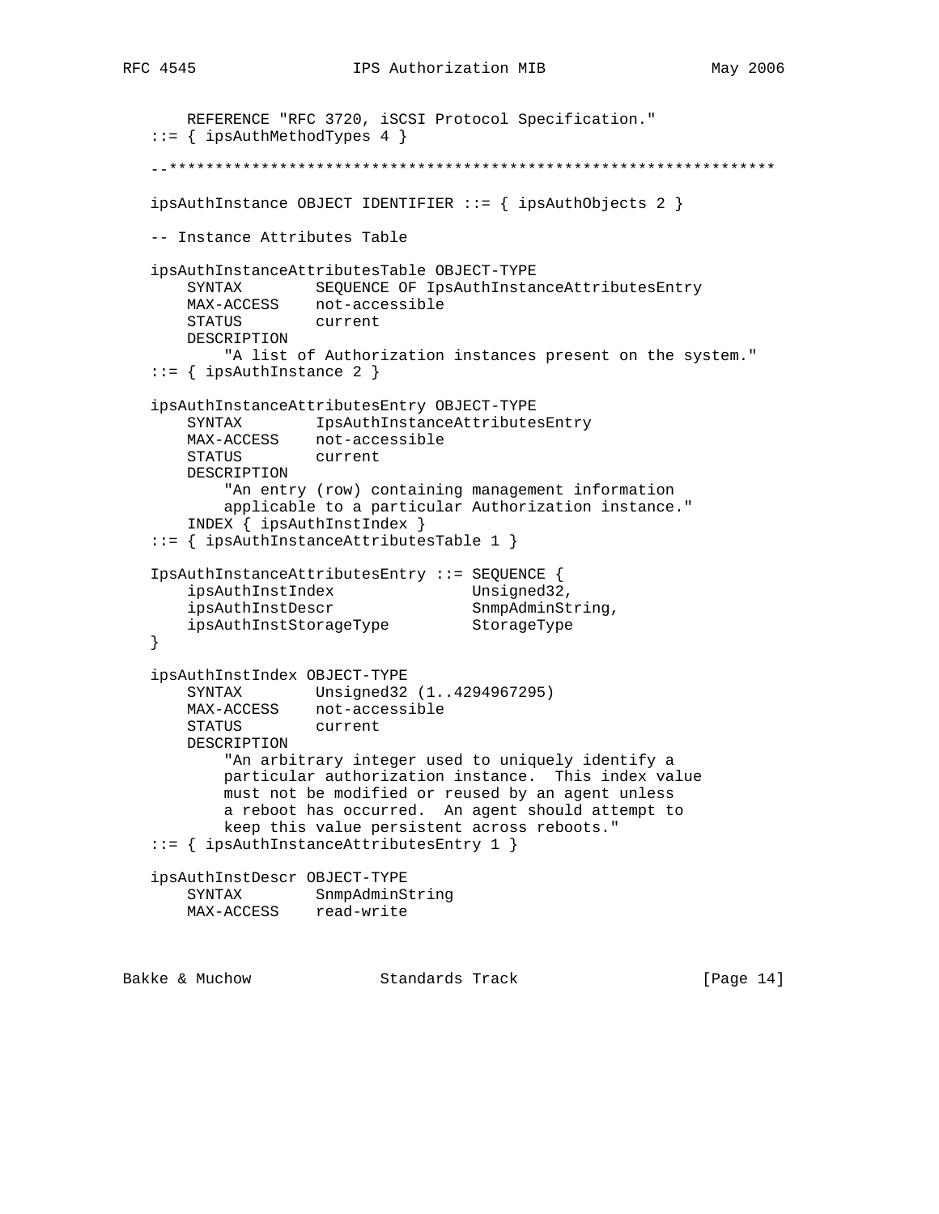```
       REFERENCE "RFC 3720, iSCSI Protocol Specification."
   ::= { ipsAuthMethodTypes 4 }

   --******************************************************************

   ipsAuthInstance OBJECT IDENTIFIER ::= { ipsAuthObjects 2 }

   -- Instance Attributes Table

   ipsAuthInstanceAttributesTable OBJECT-TYPE
       SYNTAX        SEQUENCE OF IpsAuthInstanceAttributesEntry
       MAX-ACCESS    not-accessible
       STATUS        current
       DESCRIPTION
           "A list of Authorization instances present on the system."
   ::= { ipsAuthInstance 2 }

   ipsAuthInstanceAttributesEntry OBJECT-TYPE
       SYNTAX        IpsAuthInstanceAttributesEntry
       MAX-ACCESS    not-accessible
       STATUS        current
       DESCRIPTION
           "An entry (row) containing management information
           applicable to a particular Authorization instance."
       INDEX { ipsAuthInstIndex }
   ::= { ipsAuthInstanceAttributesTable 1 }

   IpsAuthInstanceAttributesEntry ::= SEQUENCE {
       ipsAuthInstIndex               Unsigned32,
       ipsAuthInstDescr               SnmpAdminString,
       ipsAuthInstStorageType         StorageType
   }

   ipsAuthInstIndex OBJECT-TYPE
       SYNTAX        Unsigned32 (1..4294967295)
       MAX-ACCESS    not-accessible
       STATUS        current
       DESCRIPTION
           "An arbitrary integer used to uniquely identify a
           particular authorization instance.  This index value
           must not be modified or reused by an agent unless
           a reboot has occurred.  An agent should attempt to
           keep this value persistent across reboots."
   ::= { ipsAuthInstanceAttributesEntry 1 }

   ipsAuthInstDescr OBJECT-TYPE
       SYNTAX        SnmpAdminString
       MAX-ACCESS    read-write
```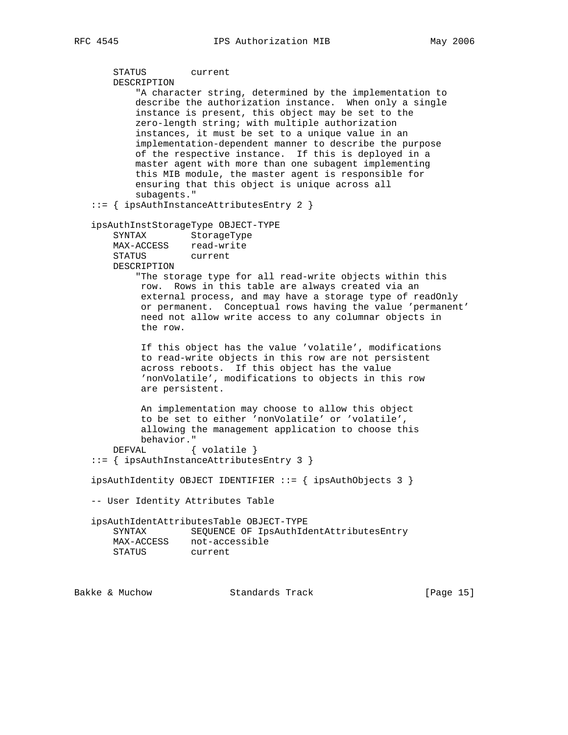```
       STATUS        current
       DESCRIPTION
           "A character string, determined by the implementation to
           describe the authorization instance.  When only a single
           instance is present, this object may be set to the
           zero-length string; with multiple authorization
           instances, it must be set to a unique value in an
           implementation-dependent manner to describe the purpose
           of the respective instance.  If this is deployed in a
           master agent with more than one subagent implementing
           this MIB module, the master agent is responsible for
           ensuring that this object is unique across all
           subagents."
   ::= { ipsAuthInstanceAttributesEntry 2 }

   ipsAuthInstStorageType OBJECT-TYPE
       SYNTAX        StorageType
       MAX-ACCESS    read-write
       STATUS        current
       DESCRIPTION
           "The storage type for all read-write objects within this
            row.  Rows in this table are always created via an
            external process, and may have a storage type of readOnly
            or permanent.  Conceptual rows having the value 'permanent'
            need not allow write access to any columnar objects in
            the row.

            If this object has the value 'volatile', modifications
            to read-write objects in this row are not persistent
            across reboots.  If this object has the value
            'nonVolatile', modifications to objects in this row
            are persistent.

            An implementation may choose to allow this object
            to be set to either 'nonVolatile' or 'volatile',
            allowing the management application to choose this
            behavior."
       DEFVAL        { volatile }
   ::= { ipsAuthInstanceAttributesEntry 3 }

   ipsAuthIdentity OBJECT IDENTIFIER ::= { ipsAuthObjects 3 }

   -- User Identity Attributes Table

   ipsAuthIdentAttributesTable OBJECT-TYPE
       SYNTAX        SEQUENCE OF IpsAuthIdentAttributesEntry
       MAX-ACCESS    not-accessible
       STATUS        current
```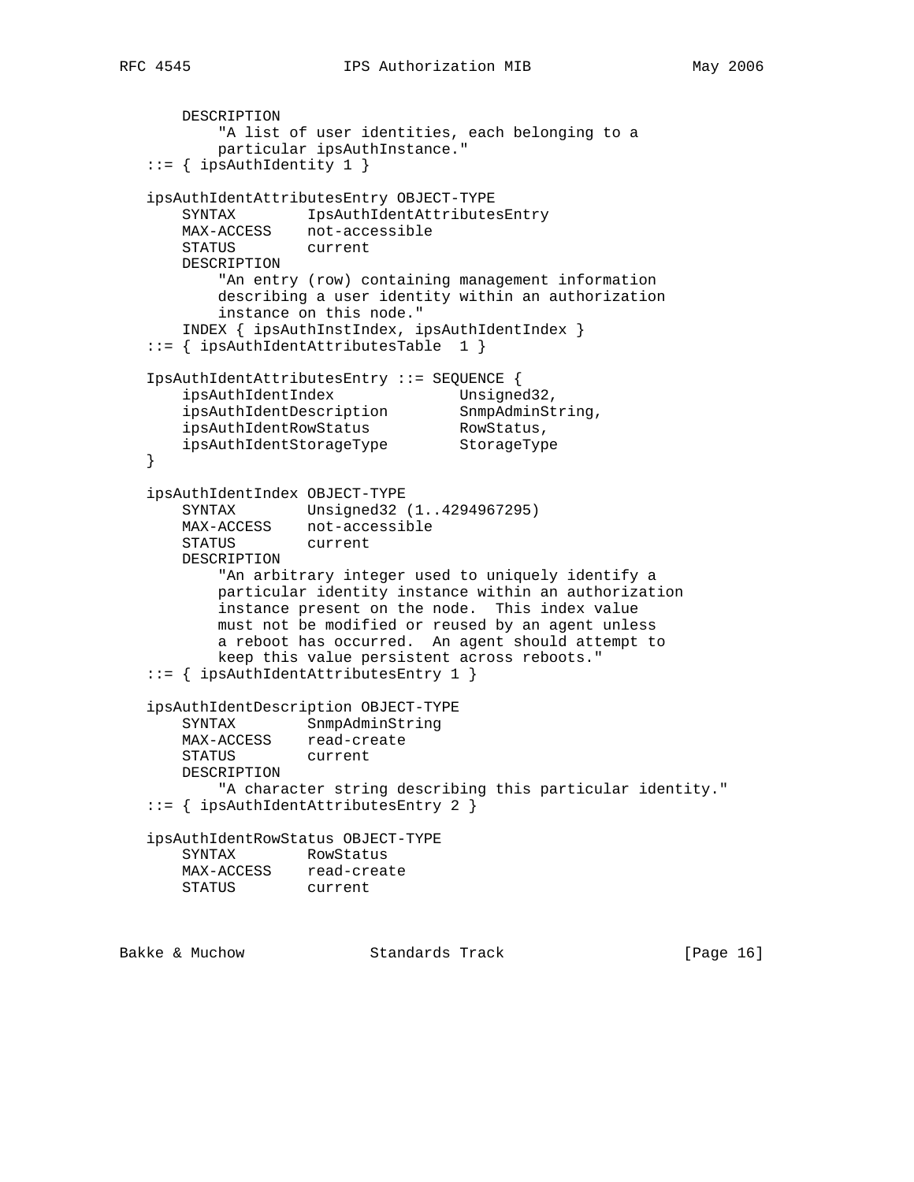```
       DESCRIPTION
           "A list of user identities, each belonging to a
           particular ipsAuthInstance."
   ::= { ipsAuthIdentity 1 }

   ipsAuthIdentAttributesEntry OBJECT-TYPE
       SYNTAX        IpsAuthIdentAttributesEntry
       MAX-ACCESS    not-accessible
       STATUS        current
       DESCRIPTION
           "An entry (row) containing management information
           describing a user identity within an authorization
           instance on this node."
       INDEX { ipsAuthInstIndex, ipsAuthIdentIndex }
   ::= { ipsAuthIdentAttributesTable  1 }

   IpsAuthIdentAttributesEntry ::= SEQUENCE {
       ipsAuthIdentIndex              Unsigned32,
       ipsAuthIdentDescription        SnmpAdminString,
       ipsAuthIdentRowStatus          RowStatus,
       ipsAuthIdentStorageType        StorageType
   }

   ipsAuthIdentIndex OBJECT-TYPE
       SYNTAX        Unsigned32 (1..4294967295)
       MAX-ACCESS    not-accessible
       STATUS        current
       DESCRIPTION
           "An arbitrary integer used to uniquely identify a
           particular identity instance within an authorization
           instance present on the node.  This index value
           must not be modified or reused by an agent unless
           a reboot has occurred.  An agent should attempt to
           keep this value persistent across reboots."
   ::= { ipsAuthIdentAttributesEntry 1 }

   ipsAuthIdentDescription OBJECT-TYPE
       SYNTAX        SnmpAdminString
       MAX-ACCESS    read-create
       STATUS        current
       DESCRIPTION
           "A character string describing this particular identity."
   ::= { ipsAuthIdentAttributesEntry 2 }

   ipsAuthIdentRowStatus OBJECT-TYPE
       SYNTAX        RowStatus
       MAX-ACCESS    read-create
       STATUS        current
```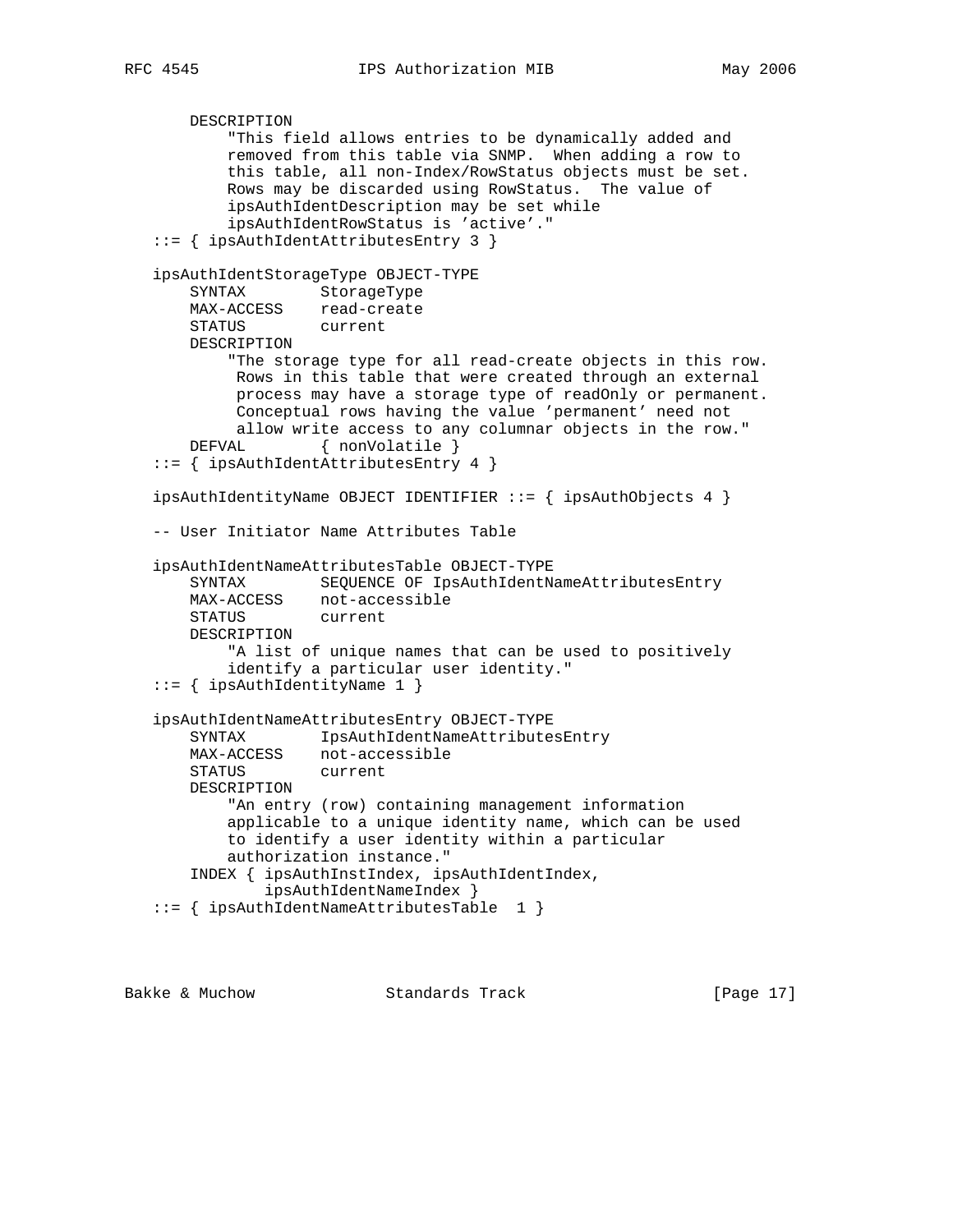```
       DESCRIPTION
           "This field allows entries to be dynamically added and
           removed from this table via SNMP.  When adding a row to
           this table, all non-Index/RowStatus objects must be set.
           Rows may be discarded using RowStatus.  The value of
           ipsAuthIdentDescription may be set while
           ipsAuthIdentRowStatus is 'active'."
   ::= { ipsAuthIdentAttributesEntry 3 }

   ipsAuthIdentStorageType OBJECT-TYPE
       SYNTAX        StorageType
       MAX-ACCESS    read-create
       STATUS        current
       DESCRIPTION
           "The storage type for all read-create objects in this row.
            Rows in this table that were created through an external
            process may have a storage type of readOnly or permanent.
            Conceptual rows having the value 'permanent' need not
            allow write access to any columnar objects in the row."
       DEFVAL        { nonVolatile }
   ::= { ipsAuthIdentAttributesEntry 4 }

   ipsAuthIdentityName OBJECT IDENTIFIER ::= { ipsAuthObjects 4 }

   -- User Initiator Name Attributes Table

   ipsAuthIdentNameAttributesTable OBJECT-TYPE
       SYNTAX        SEQUENCE OF IpsAuthIdentNameAttributesEntry
       MAX-ACCESS    not-accessible
       STATUS        current
       DESCRIPTION
           "A list of unique names that can be used to positively
           identify a particular user identity."
   ::= { ipsAuthIdentityName 1 }

   ipsAuthIdentNameAttributesEntry OBJECT-TYPE
       SYNTAX        IpsAuthIdentNameAttributesEntry
       MAX-ACCESS    not-accessible
       STATUS        current
       DESCRIPTION
           "An entry (row) containing management information
           applicable to a unique identity name, which can be used
           to identify a user identity within a particular
           authorization instance."
       INDEX { ipsAuthInstIndex, ipsAuthIdentIndex,
               ipsAuthIdentNameIndex }
   ::= { ipsAuthIdentNameAttributesTable  1 }
```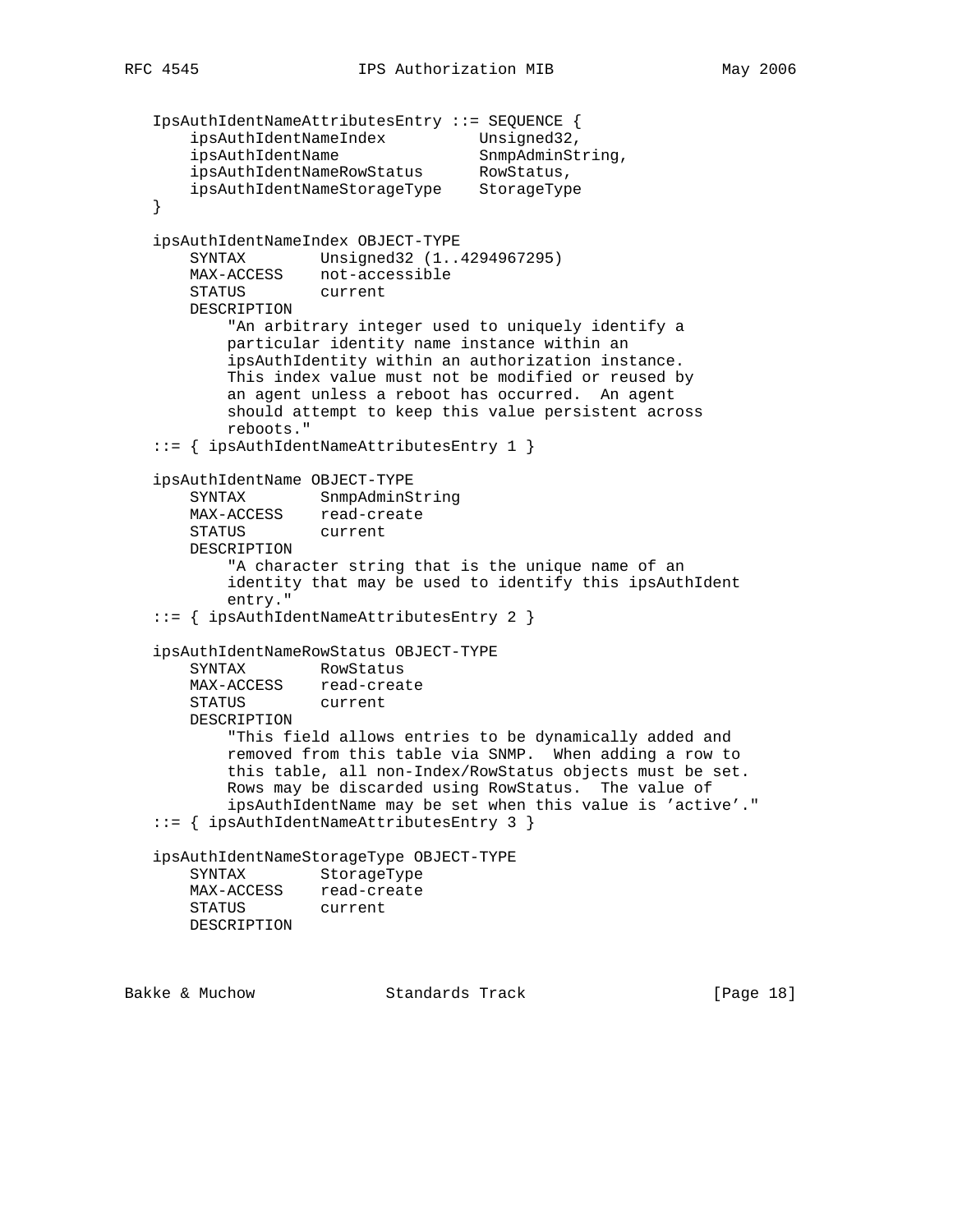```
   IpsAuthIdentNameAttributesEntry ::= SEQUENCE {
       ipsAuthIdentNameIndex          Unsigned32,
       ipsAuthIdentName               SnmpAdminString,
       ipsAuthIdentNameRowStatus      RowStatus,
       ipsAuthIdentNameStorageType    StorageType
   }

   ipsAuthIdentNameIndex OBJECT-TYPE
       SYNTAX        Unsigned32 (1..4294967295)
       MAX-ACCESS    not-accessible
       STATUS        current
       DESCRIPTION
           "An arbitrary integer used to uniquely identify a
           particular identity name instance within an
           ipsAuthIdentity within an authorization instance.
           This index value must not be modified or reused by
           an agent unless a reboot has occurred.  An agent
           should attempt to keep this value persistent across
           reboots."
   ::= { ipsAuthIdentNameAttributesEntry 1 }

   ipsAuthIdentName OBJECT-TYPE
       SYNTAX        SnmpAdminString
       MAX-ACCESS    read-create
       STATUS        current
       DESCRIPTION
           "A character string that is the unique name of an
           identity that may be used to identify this ipsAuthIdent
           entry."
   ::= { ipsAuthIdentNameAttributesEntry 2 }

   ipsAuthIdentNameRowStatus OBJECT-TYPE
       SYNTAX        RowStatus
       MAX-ACCESS    read-create
       STATUS        current
       DESCRIPTION
           "This field allows entries to be dynamically added and
           removed from this table via SNMP.  When adding a row to
           this table, all non-Index/RowStatus objects must be set.
           Rows may be discarded using RowStatus.  The value of
           ipsAuthIdentName may be set when this value is 'active'."
   ::= { ipsAuthIdentNameAttributesEntry 3 }

   ipsAuthIdentNameStorageType OBJECT-TYPE
       SYNTAX        StorageType
       MAX-ACCESS    read-create
       STATUS        current
       DESCRIPTION
```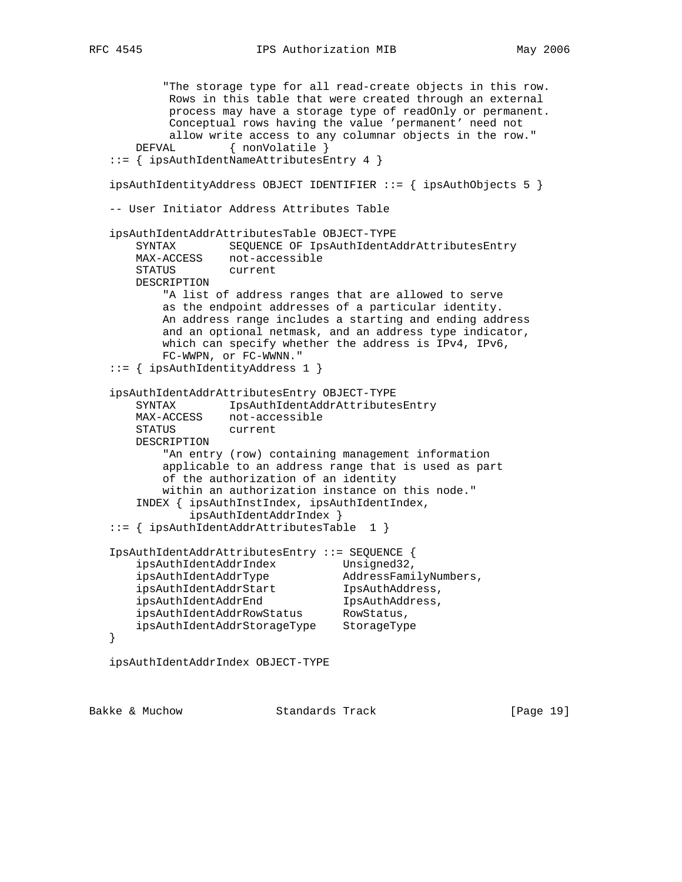```
          "The storage type for all read-create objects in this row.
           Rows in this table that were created through an external
           process may have a storage type of readOnly or permanent.
           Conceptual rows having the value 'permanent' need not
           allow write access to any columnar objects in the row."
       DEFVAL        { nonVolatile }
   ::= { ipsAuthIdentNameAttributesEntry 4 }

   ipsAuthIdentityAddress OBJECT IDENTIFIER ::= { ipsAuthObjects 5 }

   -- User Initiator Address Attributes Table

   ipsAuthIdentAddrAttributesTable OBJECT-TYPE
       SYNTAX        SEQUENCE OF IpsAuthIdentAddrAttributesEntry
       MAX-ACCESS    not-accessible
       STATUS        current
       DESCRIPTION
           "A list of address ranges that are allowed to serve
           as the endpoint addresses of a particular identity.
           An address range includes a starting and ending address
           and an optional netmask, and an address type indicator,
           which can specify whether the address is IPv4, IPv6,
           FC-WWPN, or FC-WWNN."
   ::= { ipsAuthIdentityAddress 1 }

   ipsAuthIdentAddrAttributesEntry OBJECT-TYPE
       SYNTAX        IpsAuthIdentAddrAttributesEntry
       MAX-ACCESS    not-accessible
       STATUS        current
       DESCRIPTION
           "An entry (row) containing management information
           applicable to an address range that is used as part
           of the authorization of an identity
           within an authorization instance on this node."
       INDEX { ipsAuthInstIndex, ipsAuthIdentIndex,
               ipsAuthIdentAddrIndex }
   ::= { ipsAuthIdentAddrAttributesTable  1 }

   IpsAuthIdentAddrAttributesEntry ::= SEQUENCE {
       ipsAuthIdentAddrIndex          Unsigned32,
       ipsAuthIdentAddrType           AddressFamilyNumbers,
       ipsAuthIdentAddrStart          IpsAuthAddress,
       ipsAuthIdentAddrEnd            IpsAuthAddress,
       ipsAuthIdentAddrRowStatus      RowStatus,
       ipsAuthIdentAddrStorageType    StorageType
   }

   ipsAuthIdentAddrIndex OBJECT-TYPE
```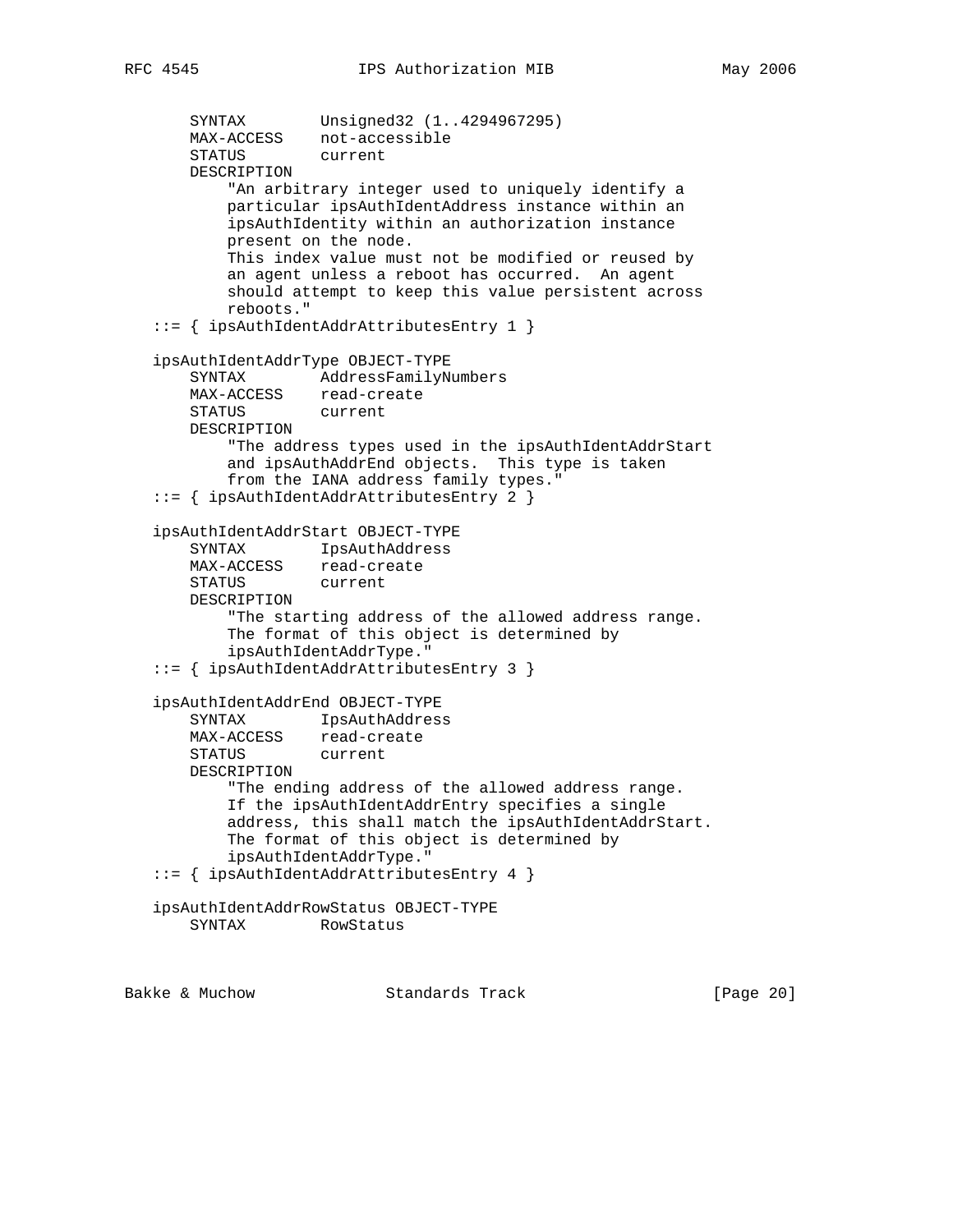```
       SYNTAX        Unsigned32 (1..4294967295)
       MAX-ACCESS    not-accessible
       STATUS        current
       DESCRIPTION
           "An arbitrary integer used to uniquely identify a
           particular ipsAuthIdentAddress instance within an
           ipsAuthIdentity within an authorization instance
           present on the node.
           This index value must not be modified or reused by
           an agent unless a reboot has occurred.  An agent
           should attempt to keep this value persistent across
           reboots."
   ::= { ipsAuthIdentAddrAttributesEntry 1 }

   ipsAuthIdentAddrType OBJECT-TYPE
       SYNTAX        AddressFamilyNumbers
       MAX-ACCESS    read-create
       STATUS        current
       DESCRIPTION
           "The address types used in the ipsAuthIdentAddrStart
           and ipsAuthAddrEnd objects.  This type is taken
           from the IANA address family types."
   ::= { ipsAuthIdentAddrAttributesEntry 2 }

   ipsAuthIdentAddrStart OBJECT-TYPE
       SYNTAX        IpsAuthAddress
       MAX-ACCESS    read-create
       STATUS        current
       DESCRIPTION
           "The starting address of the allowed address range.
           The format of this object is determined by
           ipsAuthIdentAddrType."
   ::= { ipsAuthIdentAddrAttributesEntry 3 }

   ipsAuthIdentAddrEnd OBJECT-TYPE
       SYNTAX        IpsAuthAddress
       MAX-ACCESS    read-create
       STATUS        current
       DESCRIPTION
           "The ending address of the allowed address range.
           If the ipsAuthIdentAddrEntry specifies a single
           address, this shall match the ipsAuthIdentAddrStart.
           The format of this object is determined by
           ipsAuthIdentAddrType."
   ::= { ipsAuthIdentAddrAttributesEntry 4 }

   ipsAuthIdentAddrRowStatus OBJECT-TYPE
       SYNTAX        RowStatus
```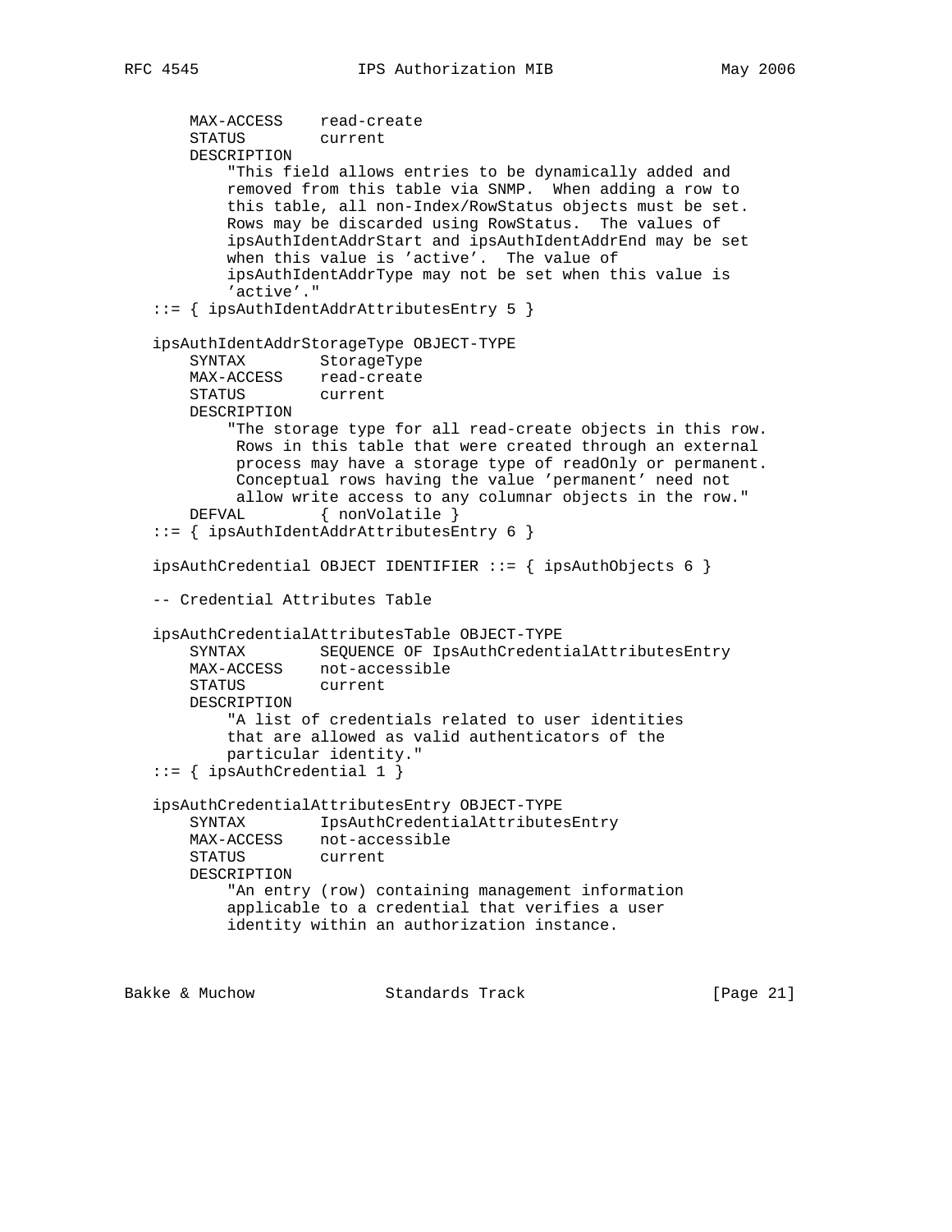```
    MAX-ACCESS    read-create
    STATUS        current
    DESCRIPTION
        "This field allows entries to be dynamically added and
        removed from this table via SNMP.  When adding a row to
        this table, all non-Index/RowStatus objects must be set.
        Rows may be discarded using RowStatus.  The values of
        ipsAuthIdentAddrStart and ipsAuthIdentAddrEnd may be set
        when this value is 'active'.  The value of
        ipsAuthIdentAddrType may not be set when this value is
        'active'."
::= { ipsAuthIdentAddrAttributesEntry 5 }

ipsAuthIdentAddrStorageType OBJECT-TYPE
    SYNTAX        StorageType
    MAX-ACCESS    read-create
    STATUS        current
    DESCRIPTION
        "The storage type for all read-create objects in this row.
         Rows in this table that were created through an external
         process may have a storage type of readOnly or permanent.
         Conceptual rows having the value 'permanent' need not
         allow write access to any columnar objects in the row."
    DEFVAL        { nonVolatile }
::= { ipsAuthIdentAddrAttributesEntry 6 }

ipsAuthCredential OBJECT IDENTIFIER ::= { ipsAuthObjects 6 }

-- Credential Attributes Table

ipsAuthCredentialAttributesTable OBJECT-TYPE
    SYNTAX        SEQUENCE OF IpsAuthCredentialAttributesEntry
    MAX-ACCESS    not-accessible
    STATUS        current
    DESCRIPTION
        "A list of credentials related to user identities
        that are allowed as valid authenticators of the
        particular identity."
::= { ipsAuthCredential 1 }

ipsAuthCredentialAttributesEntry OBJECT-TYPE
    SYNTAX        IpsAuthCredentialAttributesEntry
    MAX-ACCESS    not-accessible
    STATUS        current
    DESCRIPTION
        "An entry (row) containing management information
        applicable to a credential that verifies a user
        identity within an authorization instance.
```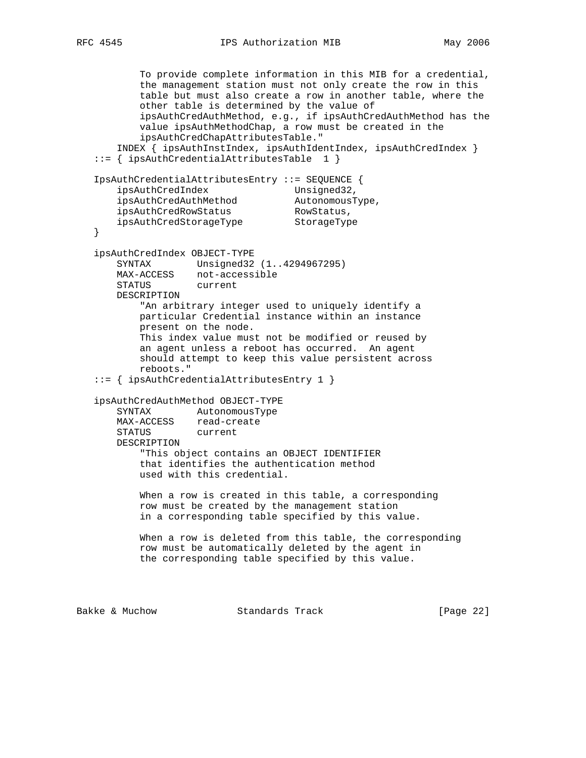```
          To provide complete information in this MIB for a credential,
          the management station must not only create the row in this
          table but must also create a row in another table, where the
          other table is determined by the value of
          ipsAuthCredAuthMethod, e.g., if ipsAuthCredAuthMethod has the
          value ipsAuthMethodChap, a row must be created in the
          ipsAuthCredChapAttributesTable."
      INDEX { ipsAuthInstIndex, ipsAuthIdentIndex, ipsAuthCredIndex }
   ::= { ipsAuthCredentialAttributesTable  1 }

   IpsAuthCredentialAttributesEntry ::= SEQUENCE {
       ipsAuthCredIndex               Unsigned32,
       ipsAuthCredAuthMethod          AutonomousType,
       ipsAuthCredRowStatus           RowStatus,
       ipsAuthCredStorageType         StorageType
   }

   ipsAuthCredIndex OBJECT-TYPE
       SYNTAX        Unsigned32 (1..4294967295)
       MAX-ACCESS    not-accessible
       STATUS        current
       DESCRIPTION
           "An arbitrary integer used to uniquely identify a
           particular Credential instance within an instance
           present on the node.
           This index value must not be modified or reused by
           an agent unless a reboot has occurred.  An agent
           should attempt to keep this value persistent across
           reboots."
   ::= { ipsAuthCredentialAttributesEntry 1 }

   ipsAuthCredAuthMethod OBJECT-TYPE
       SYNTAX        AutonomousType
       MAX-ACCESS    read-create
       STATUS        current
       DESCRIPTION
           "This object contains an OBJECT IDENTIFIER
           that identifies the authentication method
           used with this credential.

           When a row is created in this table, a corresponding
           row must be created by the management station
           in a corresponding table specified by this value.

           When a row is deleted from this table, the corresponding
           row must be automatically deleted by the agent in
           the corresponding table specified by this value.
```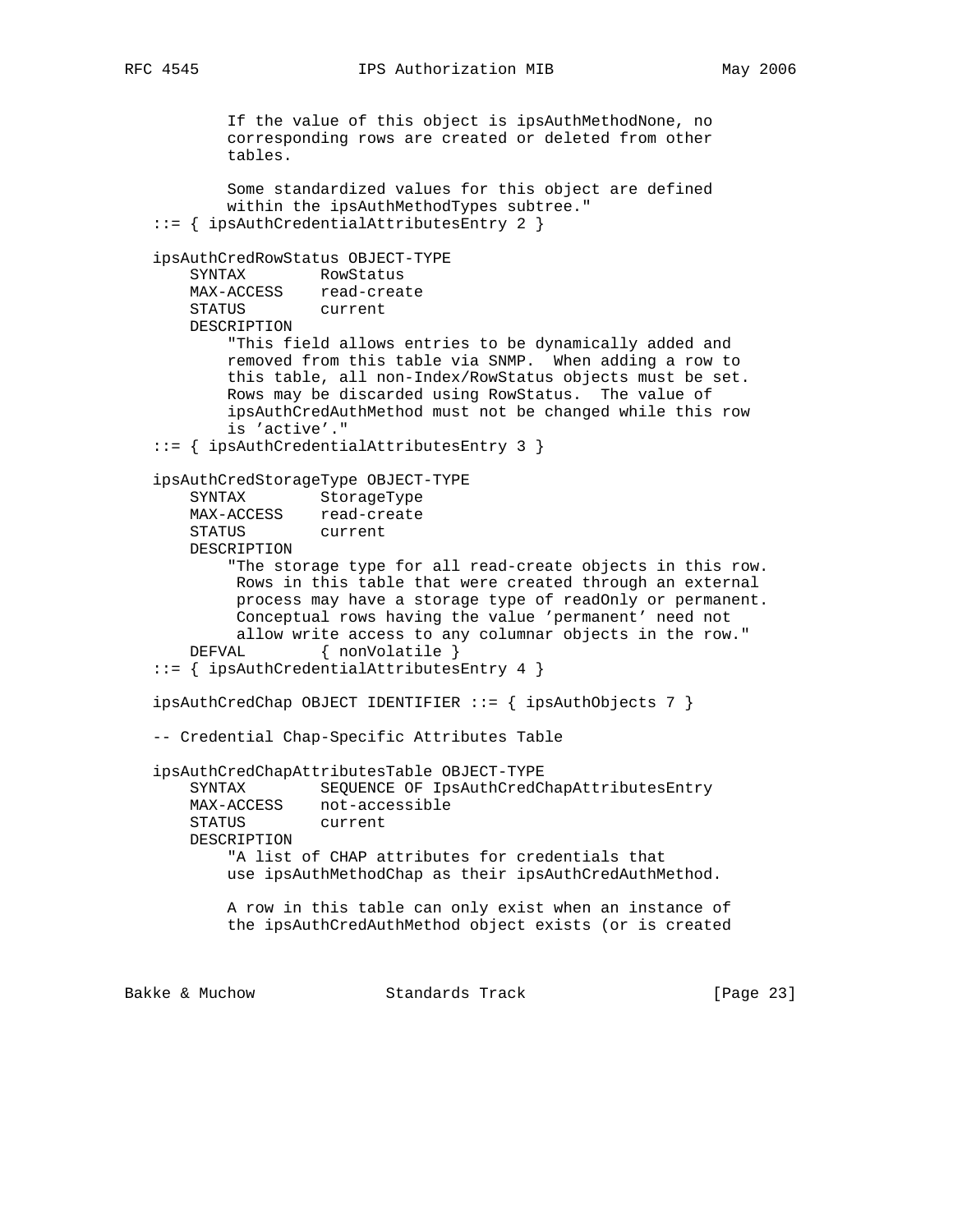```
          If the value of this object is ipsAuthMethodNone, no
          corresponding rows are created or deleted from other
          tables.

          Some standardized values for this object are defined
          within the ipsAuthMethodTypes subtree."
   ::= { ipsAuthCredentialAttributesEntry 2 }

   ipsAuthCredRowStatus OBJECT-TYPE
       SYNTAX        RowStatus
       MAX-ACCESS    read-create
       STATUS        current
       DESCRIPTION
           "This field allows entries to be dynamically added and
           removed from this table via SNMP.  When adding a row to
           this table, all non-Index/RowStatus objects must be set.
           Rows may be discarded using RowStatus.  The value of
           ipsAuthCredAuthMethod must not be changed while this row
           is 'active'."
   ::= { ipsAuthCredentialAttributesEntry 3 }

   ipsAuthCredStorageType OBJECT-TYPE
       SYNTAX        StorageType
       MAX-ACCESS    read-create
       STATUS        current
       DESCRIPTION
           "The storage type for all read-create objects in this row.
            Rows in this table that were created through an external
            process may have a storage type of readOnly or permanent.
            Conceptual rows having the value 'permanent' need not
            allow write access to any columnar objects in the row."
       DEFVAL        { nonVolatile }
   ::= { ipsAuthCredentialAttributesEntry 4 }

   ipsAuthCredChap OBJECT IDENTIFIER ::= { ipsAuthObjects 7 }

   -- Credential Chap-Specific Attributes Table

   ipsAuthCredChapAttributesTable OBJECT-TYPE
       SYNTAX        SEQUENCE OF IpsAuthCredChapAttributesEntry
       MAX-ACCESS    not-accessible
       STATUS        current
       DESCRIPTION
           "A list of CHAP attributes for credentials that
           use ipsAuthMethodChap as their ipsAuthCredAuthMethod.

           A row in this table can only exist when an instance of
           the ipsAuthCredAuthMethod object exists (or is created
```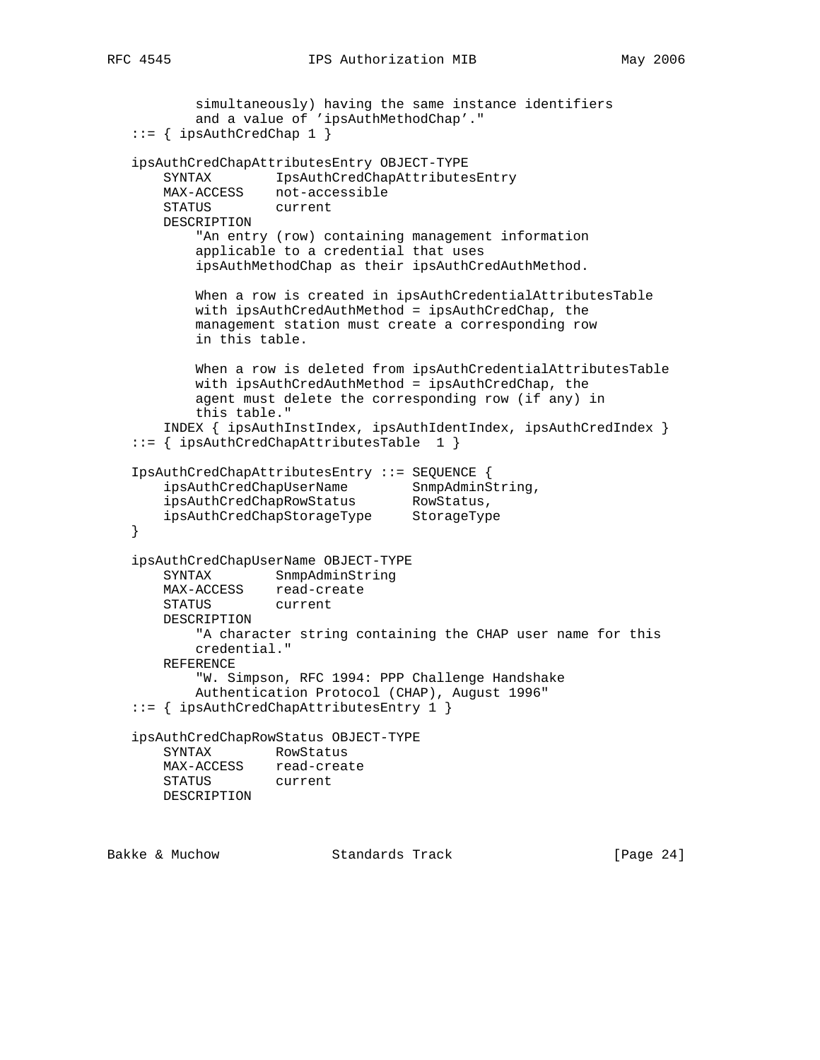```
          simultaneously) having the same instance identifiers
          and a value of 'ipsAuthMethodChap'."
   ::= { ipsAuthCredChap 1 }

   ipsAuthCredChapAttributesEntry OBJECT-TYPE
       SYNTAX        IpsAuthCredChapAttributesEntry
       MAX-ACCESS    not-accessible
       STATUS        current
       DESCRIPTION
           "An entry (row) containing management information
           applicable to a credential that uses
           ipsAuthMethodChap as their ipsAuthCredAuthMethod.

           When a row is created in ipsAuthCredentialAttributesTable
           with ipsAuthCredAuthMethod = ipsAuthCredChap, the
           management station must create a corresponding row
           in this table.

           When a row is deleted from ipsAuthCredentialAttributesTable
           with ipsAuthCredAuthMethod = ipsAuthCredChap, the
           agent must delete the corresponding row (if any) in
           this table."
       INDEX { ipsAuthInstIndex, ipsAuthIdentIndex, ipsAuthCredIndex }
   ::= { ipsAuthCredChapAttributesTable  1 }

   IpsAuthCredChapAttributesEntry ::= SEQUENCE {
       ipsAuthCredChapUserName        SnmpAdminString,
       ipsAuthCredChapRowStatus       RowStatus,
       ipsAuthCredChapStorageType     StorageType
   }

   ipsAuthCredChapUserName OBJECT-TYPE
       SYNTAX        SnmpAdminString
       MAX-ACCESS    read-create
       STATUS        current
       DESCRIPTION
           "A character string containing the CHAP user name for this
           credential."
       REFERENCE
           "W. Simpson, RFC 1994: PPP Challenge Handshake
           Authentication Protocol (CHAP), August 1996"
   ::= { ipsAuthCredChapAttributesEntry 1 }

   ipsAuthCredChapRowStatus OBJECT-TYPE
       SYNTAX        RowStatus
       MAX-ACCESS    read-create
       STATUS        current
       DESCRIPTION
```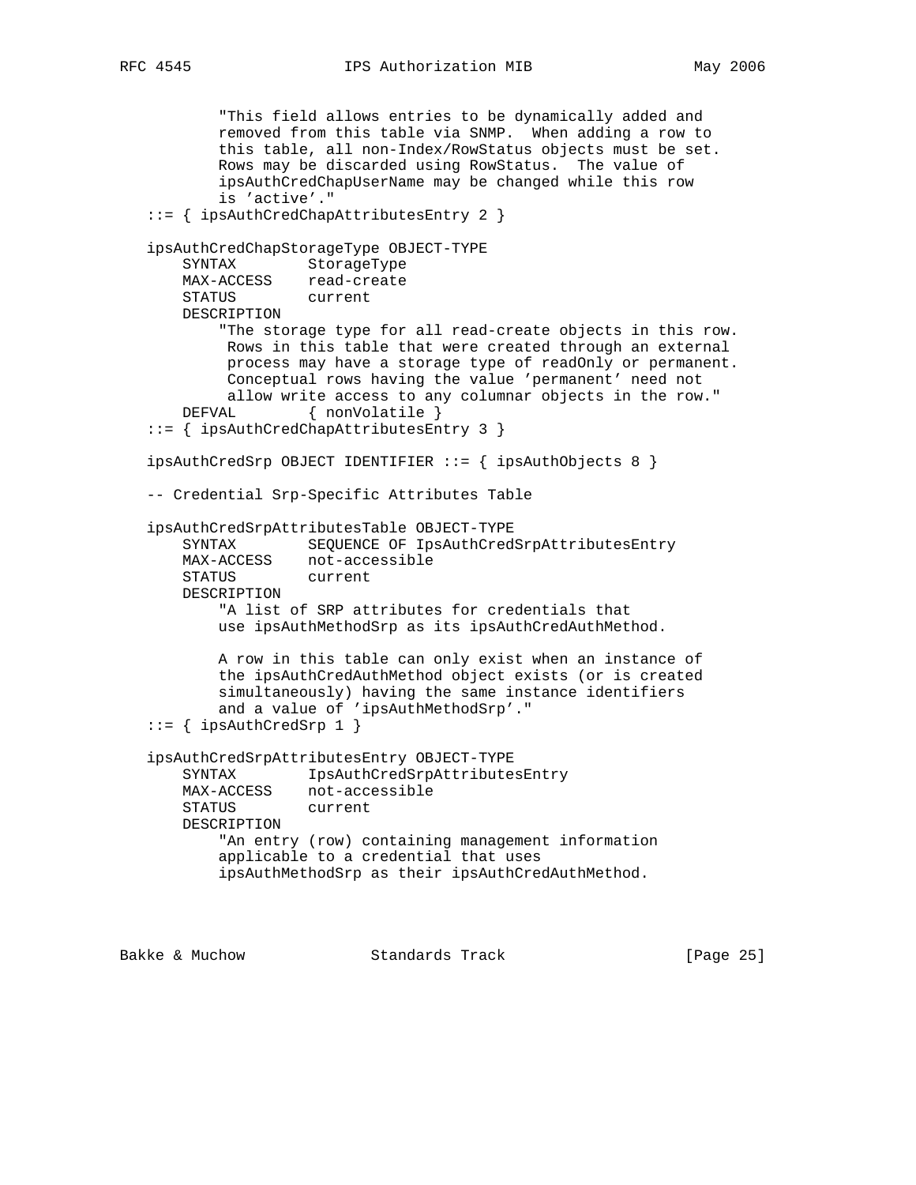```
          "This field allows entries to be dynamically added and
          removed from this table via SNMP.  When adding a row to
          this table, all non-Index/RowStatus objects must be set.
          Rows may be discarded using RowStatus.  The value of
          ipsAuthCredChapUserName may be changed while this row
          is 'active'."
   ::= { ipsAuthCredChapAttributesEntry 2 }

   ipsAuthCredChapStorageType OBJECT-TYPE
       SYNTAX        StorageType
       MAX-ACCESS    read-create
       STATUS        current
       DESCRIPTION
           "The storage type for all read-create objects in this row.
            Rows in this table that were created through an external
            process may have a storage type of readOnly or permanent.
            Conceptual rows having the value 'permanent' need not
            allow write access to any columnar objects in the row."
       DEFVAL        { nonVolatile }
   ::= { ipsAuthCredChapAttributesEntry 3 }

   ipsAuthCredSrp OBJECT IDENTIFIER ::= { ipsAuthObjects 8 }

   -- Credential Srp-Specific Attributes Table

   ipsAuthCredSrpAttributesTable OBJECT-TYPE
       SYNTAX        SEQUENCE OF IpsAuthCredSrpAttributesEntry
       MAX-ACCESS    not-accessible
       STATUS        current
       DESCRIPTION
           "A list of SRP attributes for credentials that
           use ipsAuthMethodSrp as its ipsAuthCredAuthMethod.

           A row in this table can only exist when an instance of
           the ipsAuthCredAuthMethod object exists (or is created
           simultaneously) having the same instance identifiers
           and a value of 'ipsAuthMethodSrp'."
   ::= { ipsAuthCredSrp 1 }

   ipsAuthCredSrpAttributesEntry OBJECT-TYPE
       SYNTAX        IpsAuthCredSrpAttributesEntry
       MAX-ACCESS    not-accessible
       STATUS        current
       DESCRIPTION
           "An entry (row) containing management information
           applicable to a credential that uses
           ipsAuthMethodSrp as their ipsAuthCredAuthMethod.
```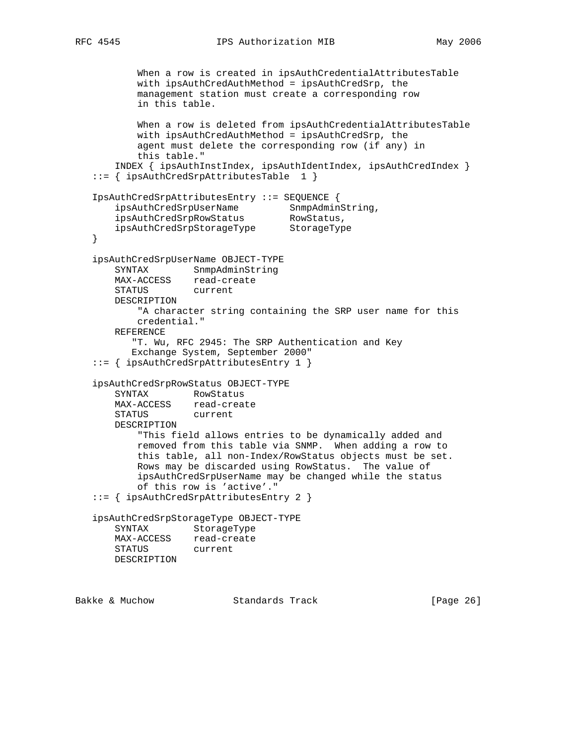```
          When a row is created in ipsAuthCredentialAttributesTable
          with ipsAuthCredAuthMethod = ipsAuthCredSrp, the
          management station must create a corresponding row
          in this table.

          When a row is deleted from ipsAuthCredentialAttributesTable
          with ipsAuthCredAuthMethod = ipsAuthCredSrp, the
          agent must delete the corresponding row (if any) in
          this table."
      INDEX { ipsAuthInstIndex, ipsAuthIdentIndex, ipsAuthCredIndex }
  ::= { ipsAuthCredSrpAttributesTable  1 }

  IpsAuthCredSrpAttributesEntry ::= SEQUENCE {
      ipsAuthCredSrpUserName         SnmpAdminString,
      ipsAuthCredSrpRowStatus        RowStatus,
      ipsAuthCredSrpStorageType      StorageType
  }

  ipsAuthCredSrpUserName OBJECT-TYPE
      SYNTAX        SnmpAdminString
      MAX-ACCESS    read-create
      STATUS        current
      DESCRIPTION
          "A character string containing the SRP user name for this
          credential."
      REFERENCE
         "T. Wu, RFC 2945: The SRP Authentication and Key
         Exchange System, September 2000"
  ::= { ipsAuthCredSrpAttributesEntry 1 }

  ipsAuthCredSrpRowStatus OBJECT-TYPE
      SYNTAX        RowStatus
      MAX-ACCESS    read-create
      STATUS        current
      DESCRIPTION
          "This field allows entries to be dynamically added and
          removed from this table via SNMP.  When adding a row to
          this table, all non-Index/RowStatus objects must be set.
          Rows may be discarded using RowStatus.  The value of
          ipsAuthCredSrpUserName may be changed while the status
          of this row is 'active'."
  ::= { ipsAuthCredSrpAttributesEntry 2 }

  ipsAuthCredSrpStorageType OBJECT-TYPE
      SYNTAX        StorageType
      MAX-ACCESS    read-create
      STATUS        current
      DESCRIPTION
```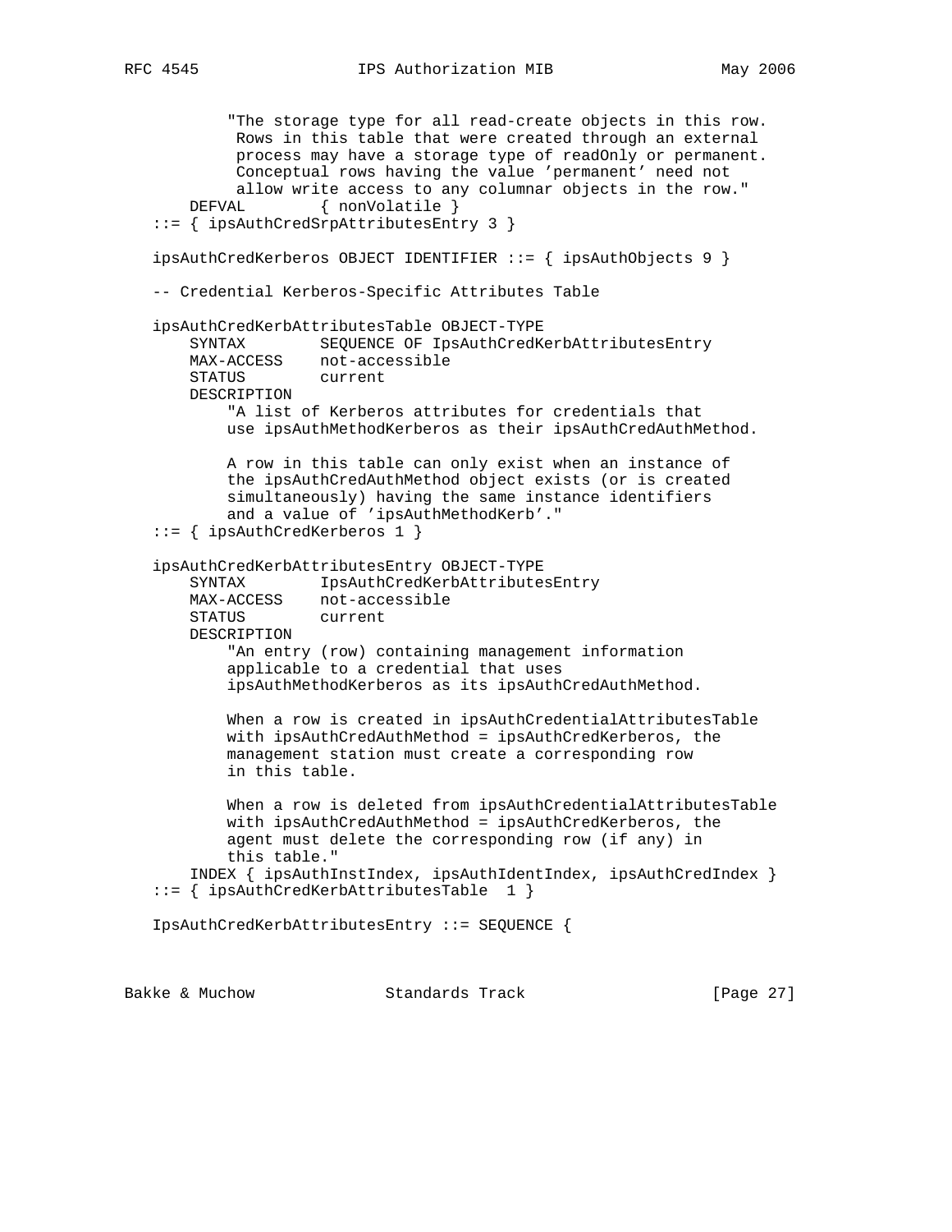```
          "The storage type for all read-create objects in this row.
           Rows in this table that were created through an external
           process may have a storage type of readOnly or permanent.
           Conceptual rows having the value 'permanent' need not
           allow write access to any columnar objects in the row."
       DEFVAL        { nonVolatile }
   ::= { ipsAuthCredSrpAttributesEntry 3 }

   ipsAuthCredKerberos OBJECT IDENTIFIER ::= { ipsAuthObjects 9 }

   -- Credential Kerberos-Specific Attributes Table

   ipsAuthCredKerbAttributesTable OBJECT-TYPE
       SYNTAX        SEQUENCE OF IpsAuthCredKerbAttributesEntry
       MAX-ACCESS    not-accessible
       STATUS        current
       DESCRIPTION
           "A list of Kerberos attributes for credentials that
           use ipsAuthMethodKerberos as their ipsAuthCredAuthMethod.

           A row in this table can only exist when an instance of
           the ipsAuthCredAuthMethod object exists (or is created
           simultaneously) having the same instance identifiers
           and a value of 'ipsAuthMethodKerb'."
   ::= { ipsAuthCredKerberos 1 }

   ipsAuthCredKerbAttributesEntry OBJECT-TYPE
       SYNTAX        IpsAuthCredKerbAttributesEntry
       MAX-ACCESS    not-accessible
       STATUS        current
       DESCRIPTION
           "An entry (row) containing management information
           applicable to a credential that uses
           ipsAuthMethodKerberos as its ipsAuthCredAuthMethod.

           When a row is created in ipsAuthCredentialAttributesTable
           with ipsAuthCredAuthMethod = ipsAuthCredKerberos, the
           management station must create a corresponding row
           in this table.

           When a row is deleted from ipsAuthCredentialAttributesTable
           with ipsAuthCredAuthMethod = ipsAuthCredKerberos, the
           agent must delete the corresponding row (if any) in
           this table."
       INDEX { ipsAuthInstIndex, ipsAuthIdentIndex, ipsAuthCredIndex }
   ::= { ipsAuthCredKerbAttributesTable  1 }

   IpsAuthCredKerbAttributesEntry ::= SEQUENCE {
```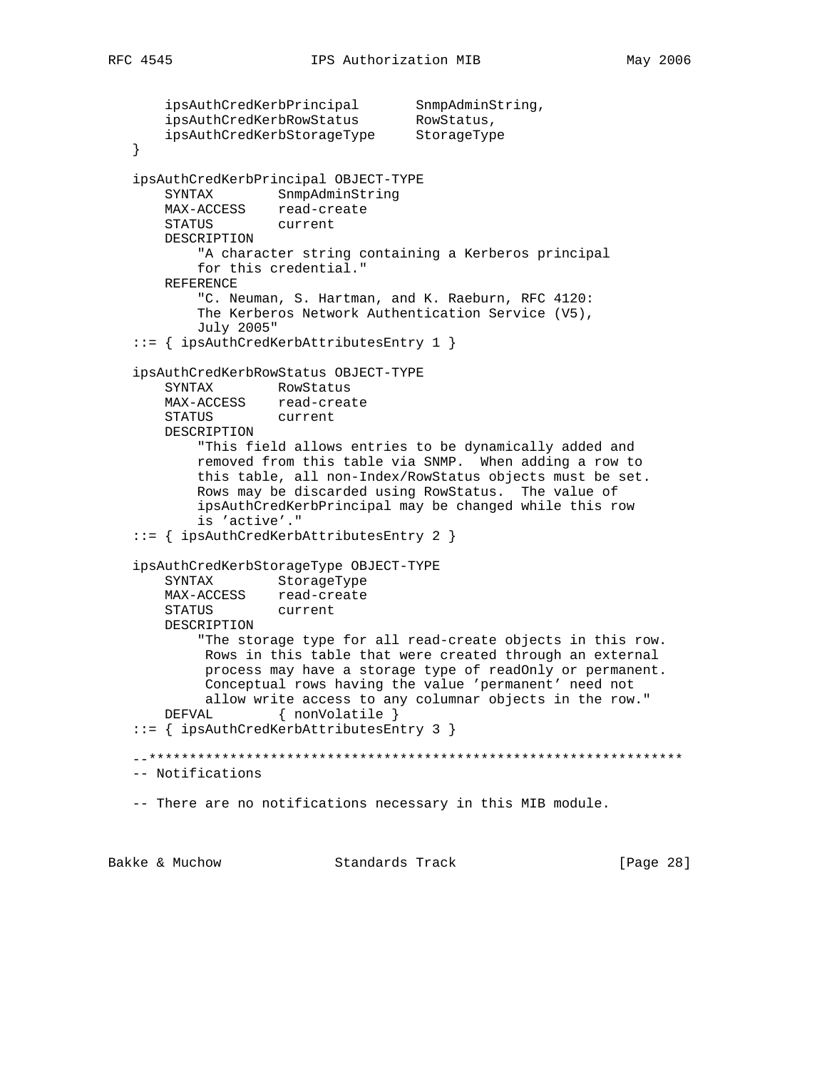```
       ipsAuthCredKerbPrincipal       SnmpAdminString,
       ipsAuthCredKerbRowStatus       RowStatus,
       ipsAuthCredKerbStorageType     StorageType
   }

   ipsAuthCredKerbPrincipal OBJECT-TYPE
       SYNTAX        SnmpAdminString
       MAX-ACCESS    read-create
       STATUS        current
       DESCRIPTION
           "A character string containing a Kerberos principal
           for this credential."
       REFERENCE
           "C. Neuman, S. Hartman, and K. Raeburn, RFC 4120:
           The Kerberos Network Authentication Service (V5),
           July 2005"
   ::= { ipsAuthCredKerbAttributesEntry 1 }

   ipsAuthCredKerbRowStatus OBJECT-TYPE
       SYNTAX        RowStatus
       MAX-ACCESS    read-create
       STATUS        current
       DESCRIPTION
           "This field allows entries to be dynamically added and
           removed from this table via SNMP.  When adding a row to
           this table, all non-Index/RowStatus objects must be set.
           Rows may be discarded using RowStatus.  The value of
           ipsAuthCredKerbPrincipal may be changed while this row
           is 'active'."
   ::= { ipsAuthCredKerbAttributesEntry 2 }

   ipsAuthCredKerbStorageType OBJECT-TYPE
       SYNTAX        StorageType
       MAX-ACCESS    read-create
       STATUS        current
       DESCRIPTION
           "The storage type for all read-create objects in this row.
            Rows in this table that were created through an external
            process may have a storage type of readOnly or permanent.
            Conceptual rows having the value 'permanent' need not
            allow write access to any columnar objects in the row."
       DEFVAL        { nonVolatile }
   ::= { ipsAuthCredKerbAttributesEntry 3 }

   --******************************************************************
   -- Notifications

   -- There are no notifications necessary in this MIB module.
```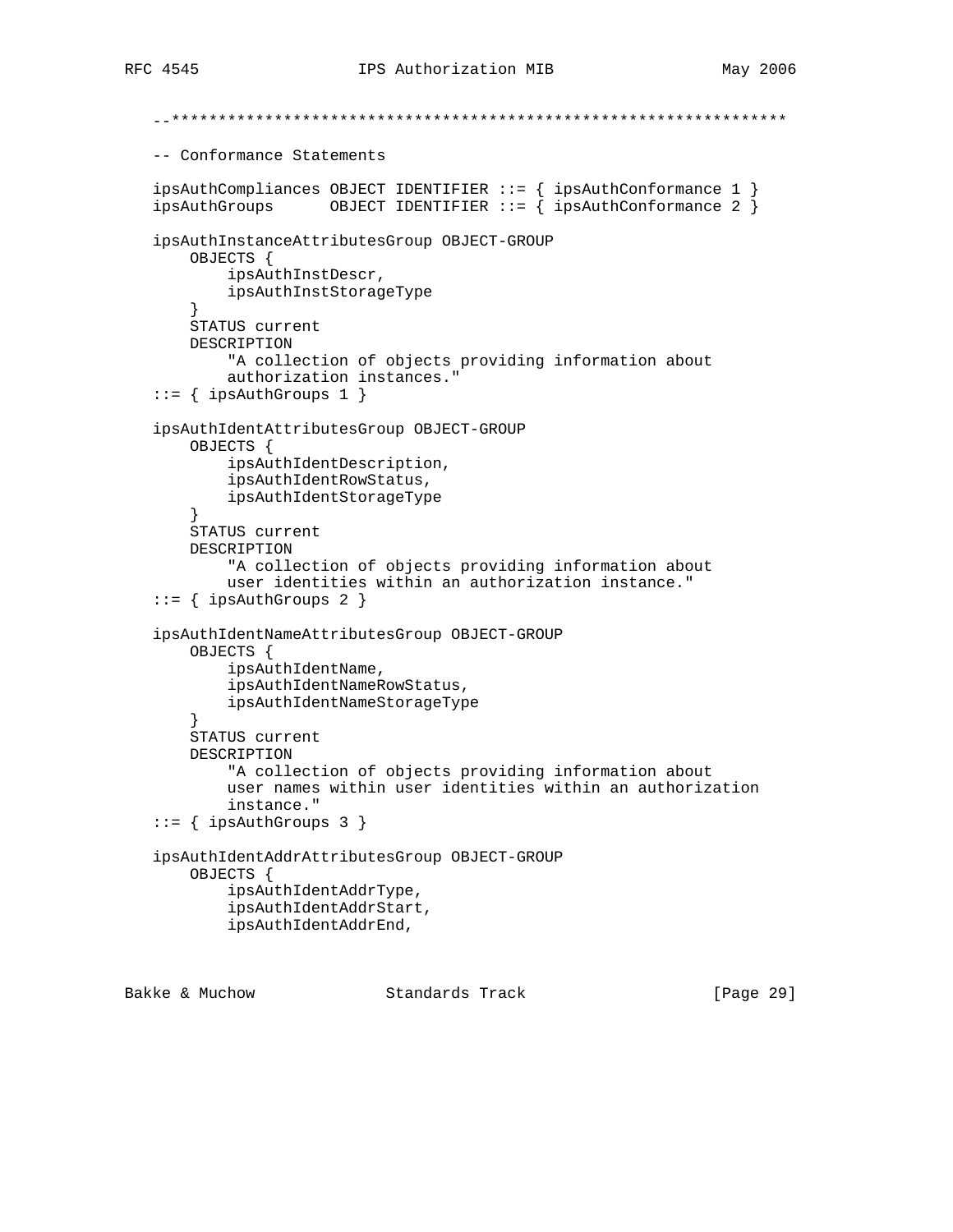```
--******************************************************************

-- Conformance Statements

ipsAuthCompliances OBJECT IDENTIFIER ::= { ipsAuthConformance 1 }
ipsAuthGroups      OBJECT IDENTIFIER ::= { ipsAuthConformance 2 }

ipsAuthInstanceAttributesGroup OBJECT-GROUP
    OBJECTS {
        ipsAuthInstDescr,
        ipsAuthInstStorageType
    }
    STATUS current
    DESCRIPTION
        "A collection of objects providing information about
        authorization instances."
::= { ipsAuthGroups 1 }

ipsAuthIdentAttributesGroup OBJECT-GROUP
    OBJECTS {
        ipsAuthIdentDescription,
        ipsAuthIdentRowStatus,
        ipsAuthIdentStorageType
    }
    STATUS current
    DESCRIPTION
        "A collection of objects providing information about
        user identities within an authorization instance."
::= { ipsAuthGroups 2 }

ipsAuthIdentNameAttributesGroup OBJECT-GROUP
    OBJECTS {
        ipsAuthIdentName,
        ipsAuthIdentNameRowStatus,
        ipsAuthIdentNameStorageType
    }
    STATUS current
    DESCRIPTION
        "A collection of objects providing information about
        user names within user identities within an authorization
        instance."
::= { ipsAuthGroups 3 }

ipsAuthIdentAddrAttributesGroup OBJECT-GROUP
    OBJECTS {
        ipsAuthIdentAddrType,
        ipsAuthIdentAddrStart,
        ipsAuthIdentAddrEnd,
```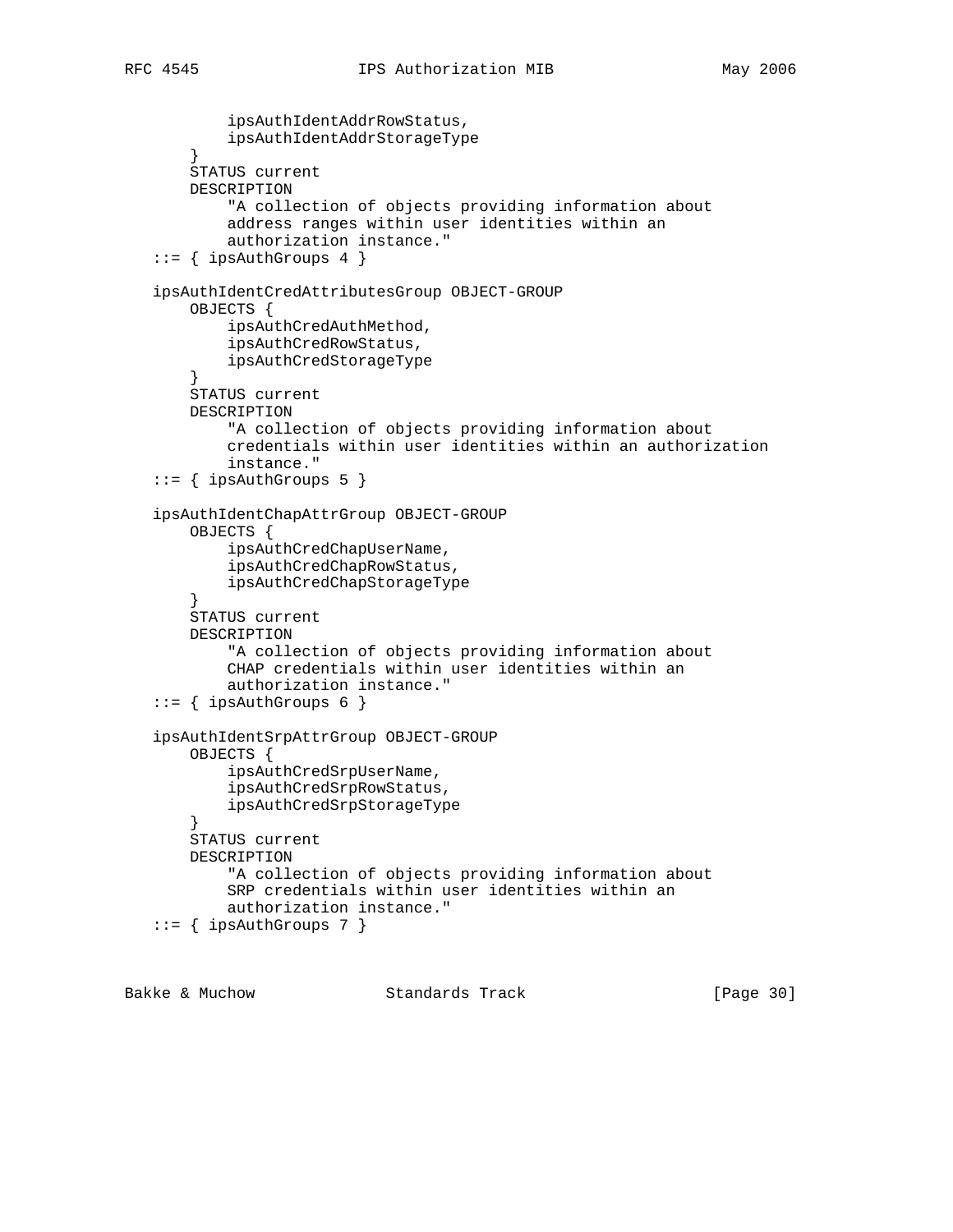```
           ipsAuthIdentAddrRowStatus,
           ipsAuthIdentAddrStorageType
       }
       STATUS current
       DESCRIPTION
           "A collection of objects providing information about
           address ranges within user identities within an
           authorization instance."
   ::= { ipsAuthGroups 4 }

   ipsAuthIdentCredAttributesGroup OBJECT-GROUP
       OBJECTS {
           ipsAuthCredAuthMethod,
           ipsAuthCredRowStatus,
           ipsAuthCredStorageType
       }
       STATUS current
       DESCRIPTION
           "A collection of objects providing information about
           credentials within user identities within an authorization
           instance."
   ::= { ipsAuthGroups 5 }

   ipsAuthIdentChapAttrGroup OBJECT-GROUP
       OBJECTS {
           ipsAuthCredChapUserName,
           ipsAuthCredChapRowStatus,
           ipsAuthCredChapStorageType
       }
       STATUS current
       DESCRIPTION
           "A collection of objects providing information about
           CHAP credentials within user identities within an
           authorization instance."
   ::= { ipsAuthGroups 6 }

   ipsAuthIdentSrpAttrGroup OBJECT-GROUP
       OBJECTS {
           ipsAuthCredSrpUserName,
           ipsAuthCredSrpRowStatus,
           ipsAuthCredSrpStorageType
       }
       STATUS current
       DESCRIPTION
           "A collection of objects providing information about
           SRP credentials within user identities within an
           authorization instance."
   ::= { ipsAuthGroups 7 }
```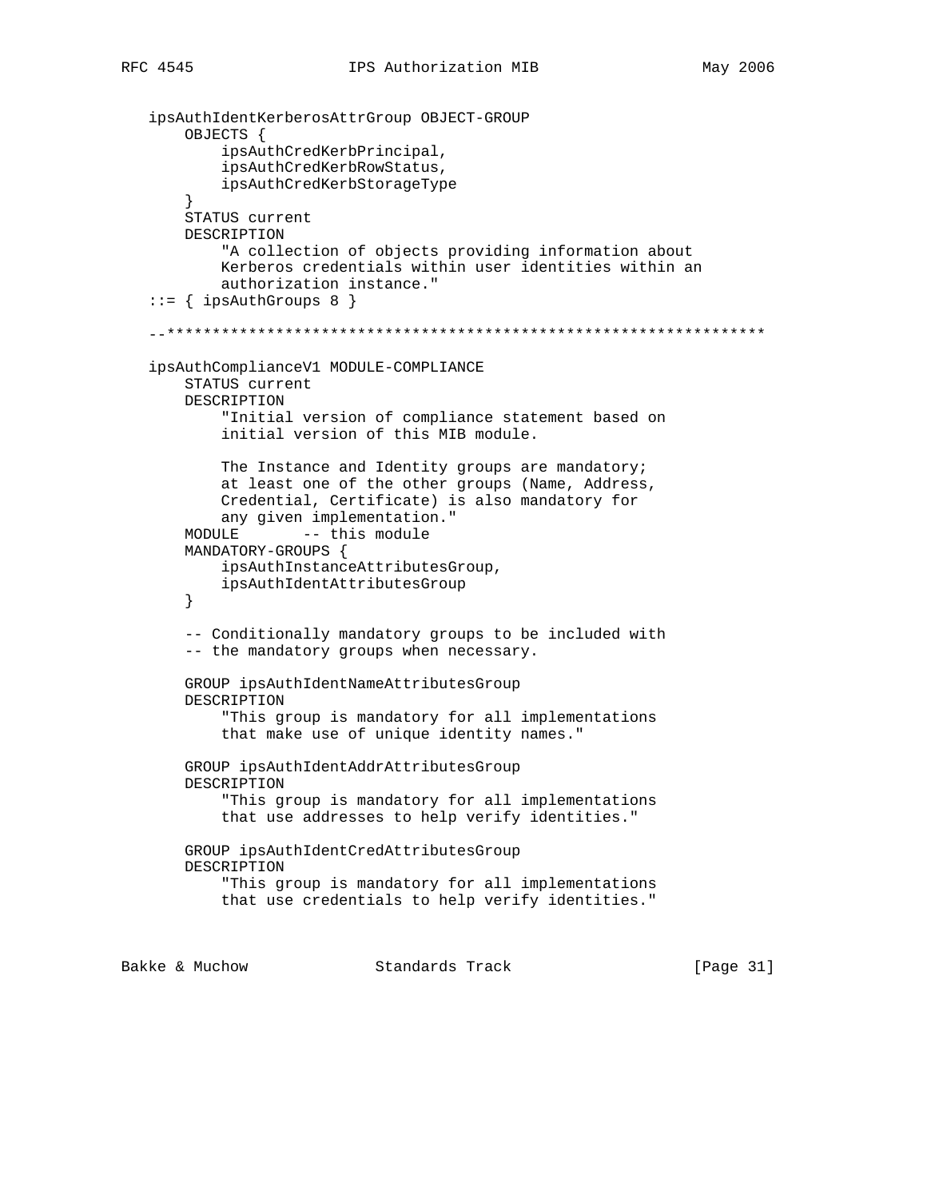```
   ipsAuthIdentKerberosAttrGroup OBJECT-GROUP
       OBJECTS {
           ipsAuthCredKerbPrincipal,
           ipsAuthCredKerbRowStatus,
           ipsAuthCredKerbStorageType
       }
       STATUS current
       DESCRIPTION
           "A collection of objects providing information about
           Kerberos credentials within user identities within an
           authorization instance."
   ::= { ipsAuthGroups 8 }

   --******************************************************************

   ipsAuthComplianceV1 MODULE-COMPLIANCE
       STATUS current
       DESCRIPTION
           "Initial version of compliance statement based on
           initial version of this MIB module.

           The Instance and Identity groups are mandatory;
           at least one of the other groups (Name, Address,
           Credential, Certificate) is also mandatory for
           any given implementation."
       MODULE       -- this module
       MANDATORY-GROUPS {
           ipsAuthInstanceAttributesGroup,
           ipsAuthIdentAttributesGroup
       }

       -- Conditionally mandatory groups to be included with
       -- the mandatory groups when necessary.

       GROUP ipsAuthIdentNameAttributesGroup
       DESCRIPTION
           "This group is mandatory for all implementations
           that make use of unique identity names."

       GROUP ipsAuthIdentAddrAttributesGroup
       DESCRIPTION
           "This group is mandatory for all implementations
           that use addresses to help verify identities."

       GROUP ipsAuthIdentCredAttributesGroup
       DESCRIPTION
           "This group is mandatory for all implementations
           that use credentials to help verify identities."
```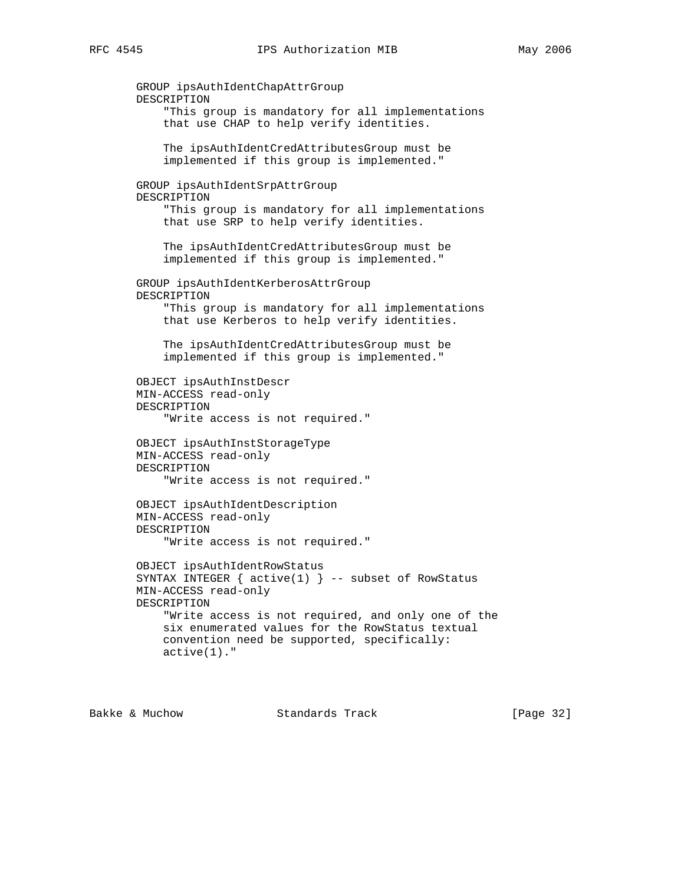```
        GROUP ipsAuthIdentChapAttrGroup
        DESCRIPTION
            "This group is mandatory for all implementations
            that use CHAP to help verify identities.

            The ipsAuthIdentCredAttributesGroup must be
            implemented if this group is implemented."

        GROUP ipsAuthIdentSrpAttrGroup
        DESCRIPTION
            "This group is mandatory for all implementations
            that use SRP to help verify identities.

            The ipsAuthIdentCredAttributesGroup must be
            implemented if this group is implemented."

        GROUP ipsAuthIdentKerberosAttrGroup
        DESCRIPTION
            "This group is mandatory for all implementations
            that use Kerberos to help verify identities.

            The ipsAuthIdentCredAttributesGroup must be
            implemented if this group is implemented."

        OBJECT ipsAuthInstDescr
        MIN-ACCESS read-only
        DESCRIPTION
            "Write access is not required."

        OBJECT ipsAuthInstStorageType
        MIN-ACCESS read-only
        DESCRIPTION
            "Write access is not required."

        OBJECT ipsAuthIdentDescription
        MIN-ACCESS read-only
        DESCRIPTION
            "Write access is not required."

        OBJECT ipsAuthIdentRowStatus
        SYNTAX INTEGER { active(1) } -- subset of RowStatus
        MIN-ACCESS read-only
        DESCRIPTION
            "Write access is not required, and only one of the
            six enumerated values for the RowStatus textual
            convention need be supported, specifically:
            active(1)."
```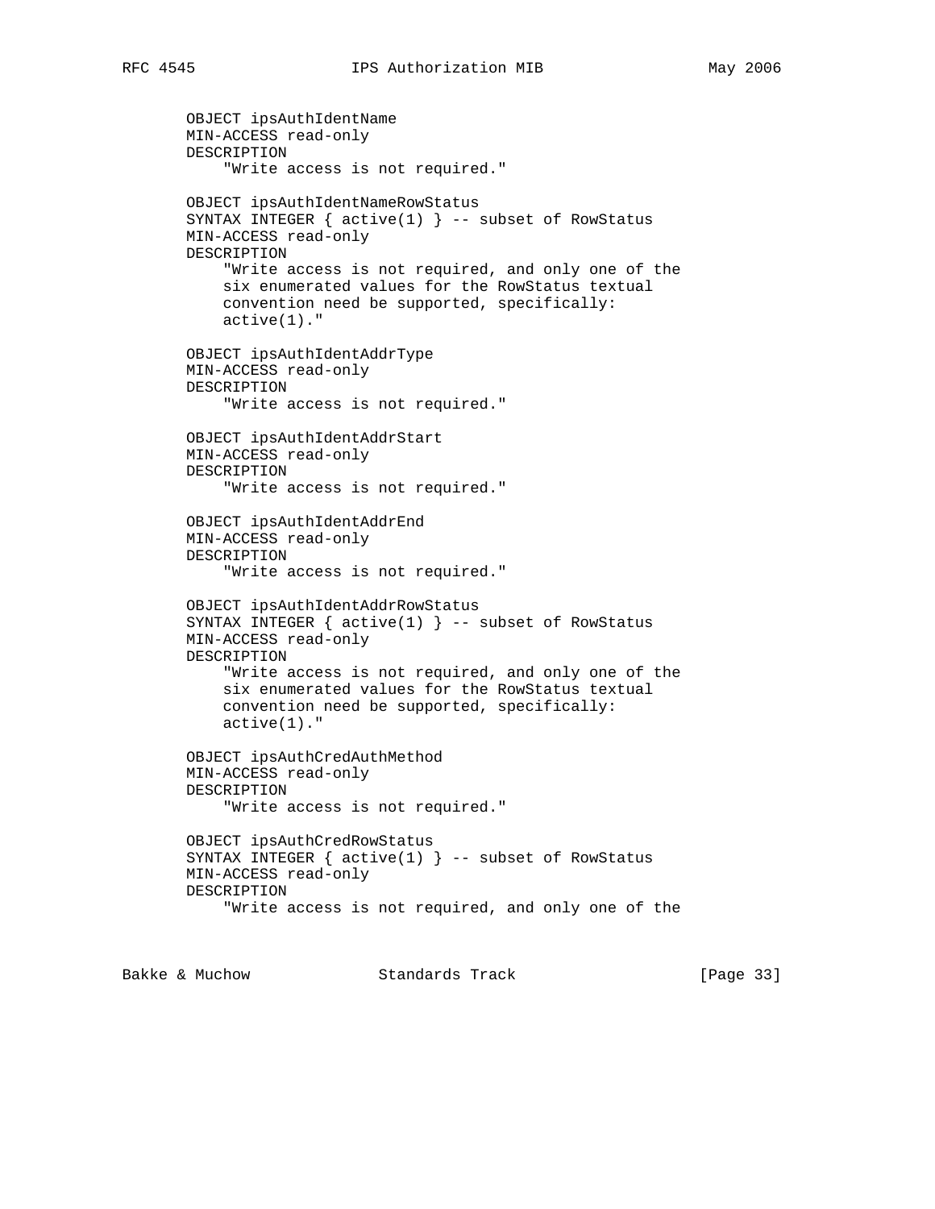```
        OBJECT ipsAuthIdentName
        MIN-ACCESS read-only
        DESCRIPTION
            "Write access is not required."

        OBJECT ipsAuthIdentNameRowStatus
        SYNTAX INTEGER { active(1) } -- subset of RowStatus
        MIN-ACCESS read-only
        DESCRIPTION
            "Write access is not required, and only one of the
            six enumerated values for the RowStatus textual
            convention need be supported, specifically:
            active(1)."

        OBJECT ipsAuthIdentAddrType
        MIN-ACCESS read-only
        DESCRIPTION
            "Write access is not required."

        OBJECT ipsAuthIdentAddrStart
        MIN-ACCESS read-only
        DESCRIPTION
            "Write access is not required."

        OBJECT ipsAuthIdentAddrEnd
        MIN-ACCESS read-only
        DESCRIPTION
            "Write access is not required."

        OBJECT ipsAuthIdentAddrRowStatus
        SYNTAX INTEGER { active(1) } -- subset of RowStatus
        MIN-ACCESS read-only
        DESCRIPTION
            "Write access is not required, and only one of the
            six enumerated values for the RowStatus textual
            convention need be supported, specifically:
            active(1)."

        OBJECT ipsAuthCredAuthMethod
        MIN-ACCESS read-only
        DESCRIPTION
            "Write access is not required."

        OBJECT ipsAuthCredRowStatus
        SYNTAX INTEGER { active(1) } -- subset of RowStatus
        MIN-ACCESS read-only
        DESCRIPTION
            "Write access is not required, and only one of the
```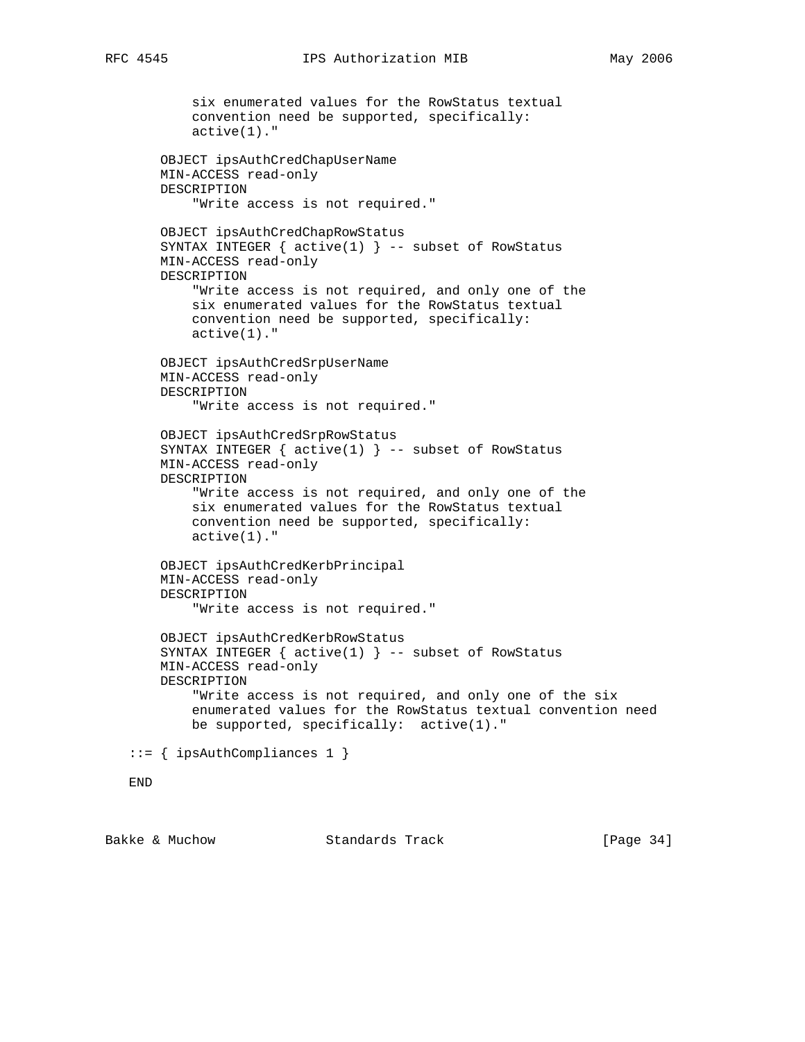```
           six enumerated values for the RowStatus textual
           convention need be supported, specifically:
           active(1)."

       OBJECT ipsAuthCredChapUserName
       MIN-ACCESS read-only
       DESCRIPTION
           "Write access is not required."

       OBJECT ipsAuthCredChapRowStatus
       SYNTAX INTEGER { active(1) } -- subset of RowStatus
       MIN-ACCESS read-only
       DESCRIPTION
           "Write access is not required, and only one of the
           six enumerated values for the RowStatus textual
           convention need be supported, specifically:
           active(1)."

       OBJECT ipsAuthCredSrpUserName
       MIN-ACCESS read-only
       DESCRIPTION
           "Write access is not required."

       OBJECT ipsAuthCredSrpRowStatus
       SYNTAX INTEGER { active(1) } -- subset of RowStatus
       MIN-ACCESS read-only
       DESCRIPTION
           "Write access is not required, and only one of the
           six enumerated values for the RowStatus textual
           convention need be supported, specifically:
           active(1)."

       OBJECT ipsAuthCredKerbPrincipal
       MIN-ACCESS read-only
       DESCRIPTION
           "Write access is not required."

       OBJECT ipsAuthCredKerbRowStatus
       SYNTAX INTEGER { active(1) } -- subset of RowStatus
       MIN-ACCESS read-only
       DESCRIPTION
           "Write access is not required, and only one of the six
           enumerated values for the RowStatus textual convention need
           be supported, specifically:  active(1)."

   ::= { ipsAuthCompliances 1 }

   END
```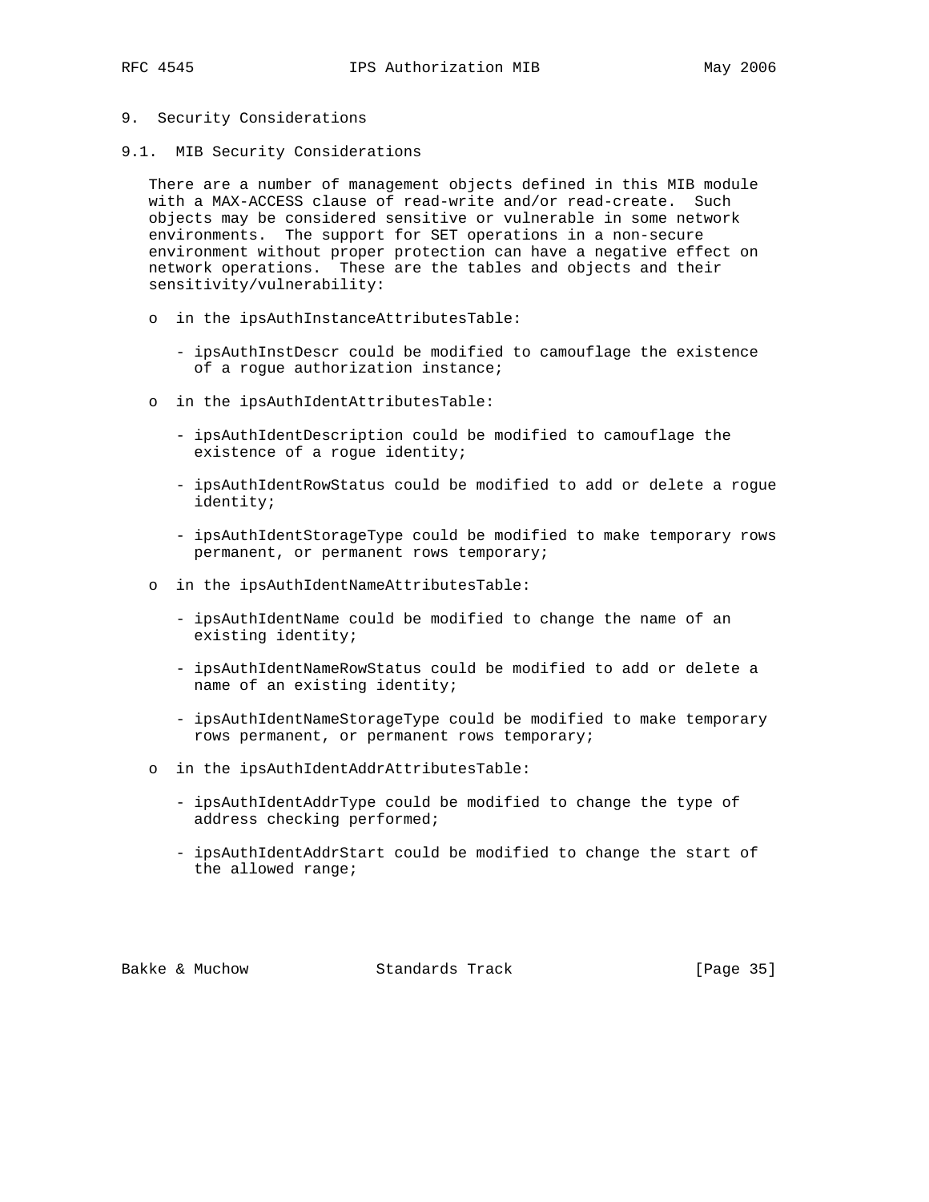## 9. Security Considerations

### 9.1. MIB Security Considerations

There are a number of management objects defined in this MIB module with a MAX-ACCESS clause of read-write and/or read-create. Such objects may be considered sensitive or vulnerable in some network environments. The support for SET operations in a non-secure environment without proper protection can have a negative effect on network operations. These are the tables and objects and their sensitivity/vulnerability:

- in the ipsAuthInstanceAttributesTable:
  - ipsAuthInstDescr could be modified to camouflage the existence of a rogue authorization instance;
- in the ipsAuthIdentAttributesTable:
  - ipsAuthIdentDescription could be modified to camouflage the existence of a rogue identity;
  - ipsAuthIdentRowStatus could be modified to add or delete a rogue identity;
  - ipsAuthIdentStorageType could be modified to make temporary rows permanent, or permanent rows temporary;
- in the ipsAuthIdentNameAttributesTable:
  - ipsAuthIdentName could be modified to change the name of an existing identity;
  - ipsAuthIdentNameRowStatus could be modified to add or delete a name of an existing identity;
  - ipsAuthIdentNameStorageType could be modified to make temporary rows permanent, or permanent rows temporary;
- in the ipsAuthIdentAddrAttributesTable:
  - ipsAuthIdentAddrType could be modified to change the type of address checking performed;
  - ipsAuthIdentAddrStart could be modified to change the start of the allowed range;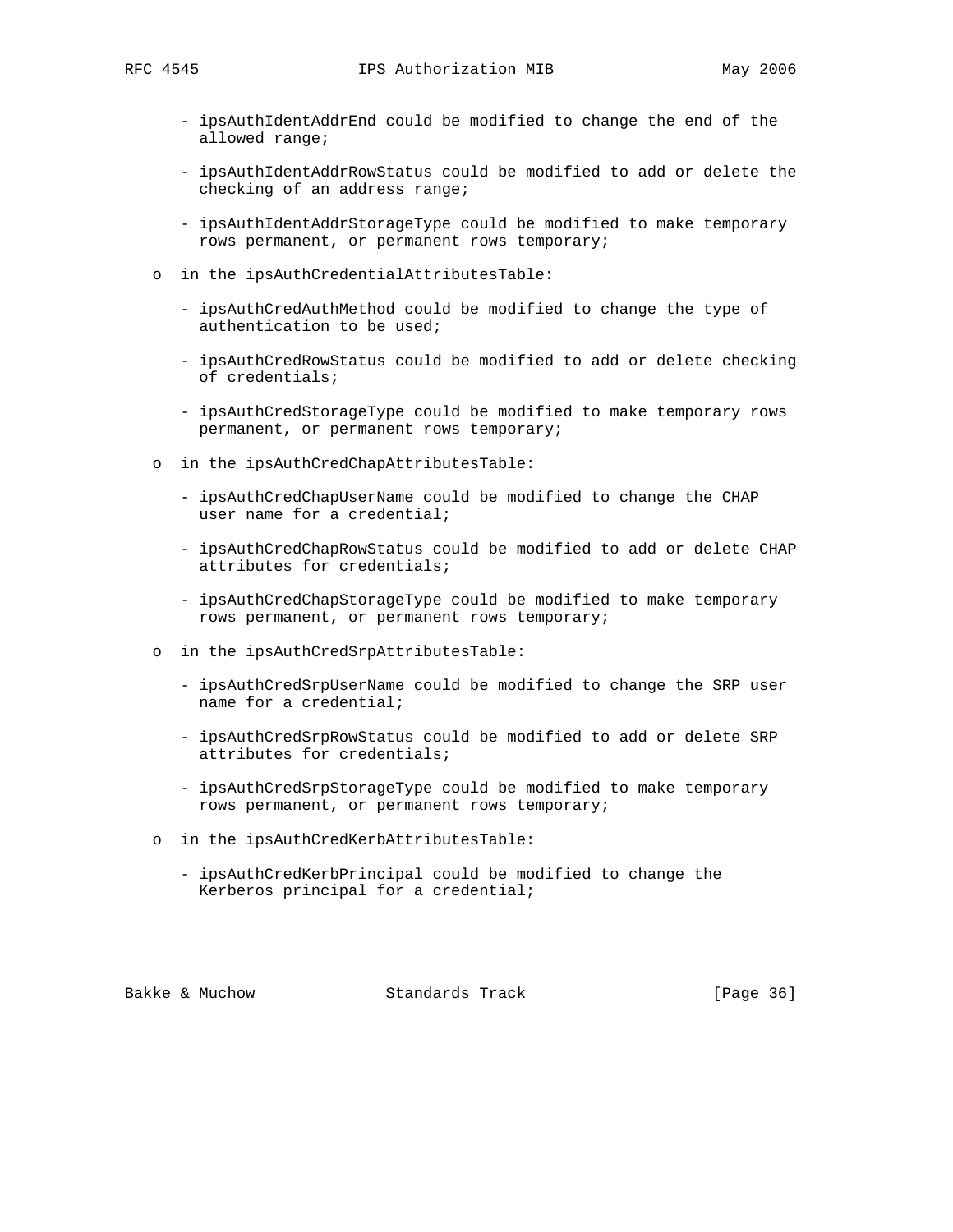- ipsAuthIdentAddrEnd could be modified to change the end of the allowed range;

- ipsAuthIdentAddrRowStatus could be modified to add or delete the checking of an address range;

- ipsAuthIdentAddrStorageType could be modified to make temporary rows permanent, or permanent rows temporary;

o in the ipsAuthCredentialAttributesTable:

- ipsAuthCredAuthMethod could be modified to change the type of authentication to be used;

- ipsAuthCredRowStatus could be modified to add or delete checking of credentials;

- ipsAuthCredStorageType could be modified to make temporary rows permanent, or permanent rows temporary;

o in the ipsAuthCredChapAttributesTable:

- ipsAuthCredChapUserName could be modified to change the CHAP user name for a credential;

- ipsAuthCredChapRowStatus could be modified to add or delete CHAP attributes for credentials;

- ipsAuthCredChapStorageType could be modified to make temporary rows permanent, or permanent rows temporary;

o in the ipsAuthCredSrpAttributesTable:

- ipsAuthCredSrpUserName could be modified to change the SRP user name for a credential;

- ipsAuthCredSrpRowStatus could be modified to add or delete SRP attributes for credentials;

- ipsAuthCredSrpStorageType could be modified to make temporary rows permanent, or permanent rows temporary;

o in the ipsAuthCredKerbAttributesTable:

- ipsAuthCredKerbPrincipal could be modified to change the Kerberos principal for a credential;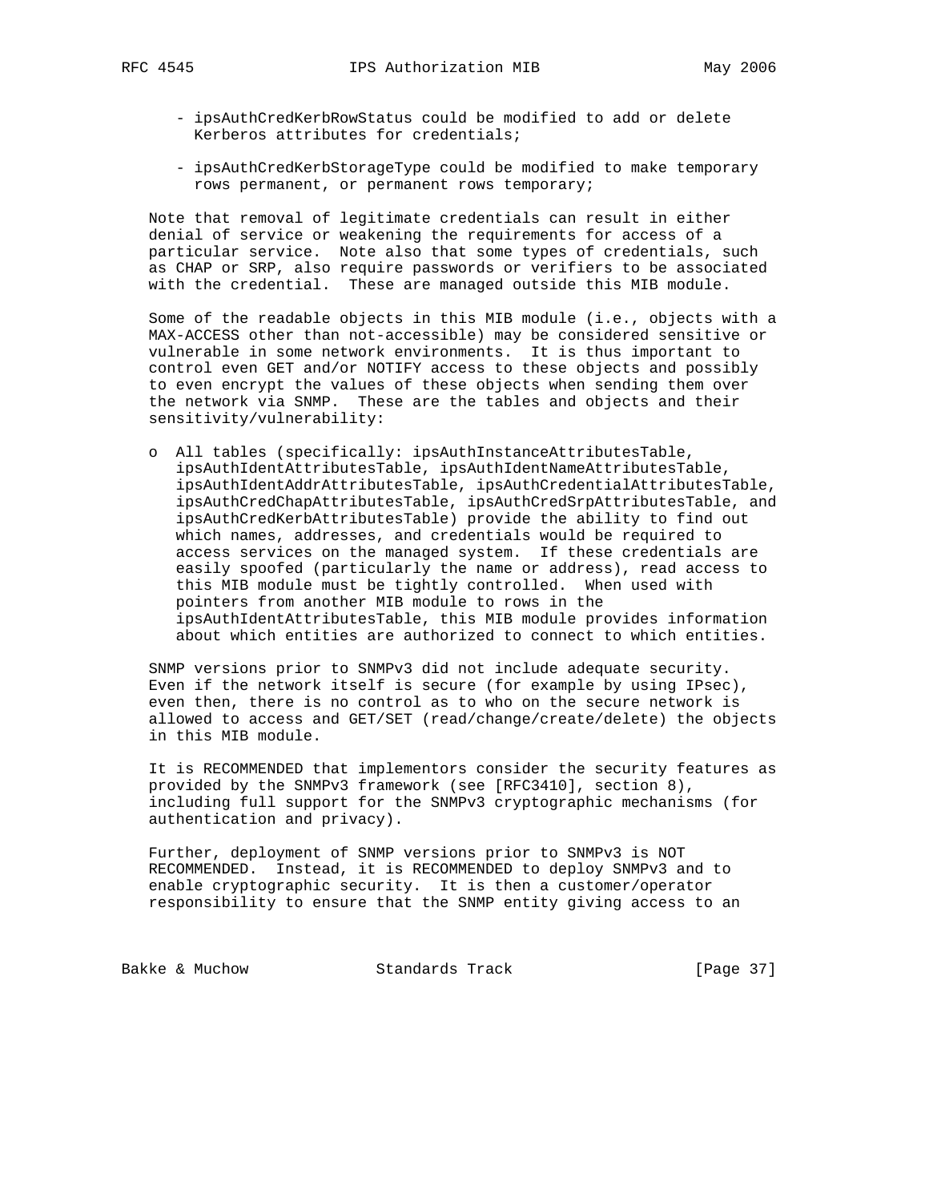- ipsAuthCredKerbRowStatus could be modified to add or delete Kerberos attributes for credentials;

- ipsAuthCredKerbStorageType could be modified to make temporary rows permanent, or permanent rows temporary;

Note that removal of legitimate credentials can result in either denial of service or weakening the requirements for access of a particular service. Note also that some types of credentials, such as CHAP or SRP, also require passwords or verifiers to be associated with the credential. These are managed outside this MIB module.

Some of the readable objects in this MIB module (i.e., objects with a MAX-ACCESS other than not-accessible) may be considered sensitive or vulnerable in some network environments. It is thus important to control even GET and/or NOTIFY access to these objects and possibly to even encrypt the values of these objects when sending them over the network via SNMP. These are the tables and objects and their sensitivity/vulnerability:

- All tables (specifically: ipsAuthInstanceAttributesTable, ipsAuthIdentAttributesTable, ipsAuthIdentNameAttributesTable, ipsAuthIdentAddrAttributesTable, ipsAuthCredentialAttributesTable, ipsAuthCredChapAttributesTable, ipsAuthCredSrpAttributesTable, and ipsAuthCredKerbAttributesTable) provide the ability to find out which names, addresses, and credentials would be required to access services on the managed system. If these credentials are easily spoofed (particularly the name or address), read access to this MIB module must be tightly controlled. When used with pointers from another MIB module to rows in the ipsAuthIdentAttributesTable, this MIB module provides information about which entities are authorized to connect to which entities.

SNMP versions prior to SNMPv3 did not include adequate security. Even if the network itself is secure (for example by using IPsec), even then, there is no control as to who on the secure network is allowed to access and GET/SET (read/change/create/delete) the objects in this MIB module.

It is RECOMMENDED that implementors consider the security features as provided by the SNMPv3 framework (see [RFC3410], section 8), including full support for the SNMPv3 cryptographic mechanisms (for authentication and privacy).

Further, deployment of SNMP versions prior to SNMPv3 is NOT RECOMMENDED. Instead, it is RECOMMENDED to deploy SNMPv3 and to enable cryptographic security. It is then a customer/operator responsibility to ensure that the SNMP entity giving access to an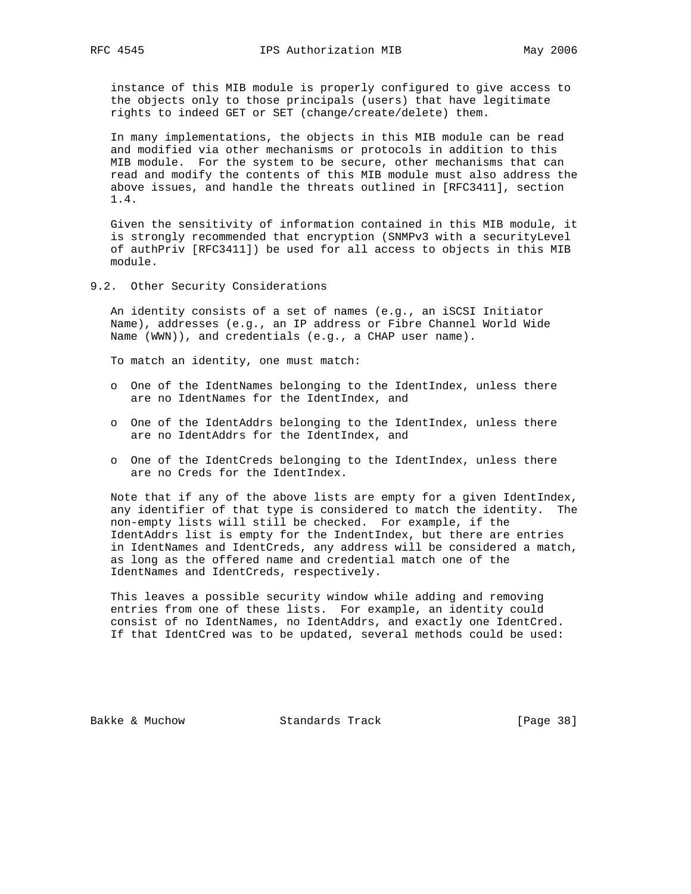instance of this MIB module is properly configured to give access to the objects only to those principals (users) that have legitimate rights to indeed GET or SET (change/create/delete) them.

In many implementations, the objects in this MIB module can be read and modified via other mechanisms or protocols in addition to this MIB module. For the system to be secure, other mechanisms that can read and modify the contents of this MIB module must also address the above issues, and handle the threats outlined in [RFC3411], section 1.4.

Given the sensitivity of information contained in this MIB module, it is strongly recommended that encryption (SNMPv3 with a securityLevel of authPriv [RFC3411]) be used for all access to objects in this MIB module.

## 9.2. Other Security Considerations

An identity consists of a set of names (e.g., an iSCSI Initiator Name), addresses (e.g., an IP address or Fibre Channel World Wide Name (WWN)), and credentials (e.g., a CHAP user name).

To match an identity, one must match:

- One of the IdentNames belonging to the IdentIndex, unless there are no IdentNames for the IdentIndex, and
- One of the IdentAddrs belonging to the IdentIndex, unless there are no IdentAddrs for the IdentIndex, and
- One of the IdentCreds belonging to the IdentIndex, unless there are no Creds for the IdentIndex.

Note that if any of the above lists are empty for a given IdentIndex, any identifier of that type is considered to match the identity. The non-empty lists will still be checked. For example, if the IdentAddrs list is empty for the IndentIndex, but there are entries in IdentNames and IdentCreds, any address will be considered a match, as long as the offered name and credential match one of the IdentNames and IdentCreds, respectively.

This leaves a possible security window while adding and removing entries from one of these lists. For example, an identity could consist of no IdentNames, no IdentAddrs, and exactly one IdentCred. If that IdentCred was to be updated, several methods could be used: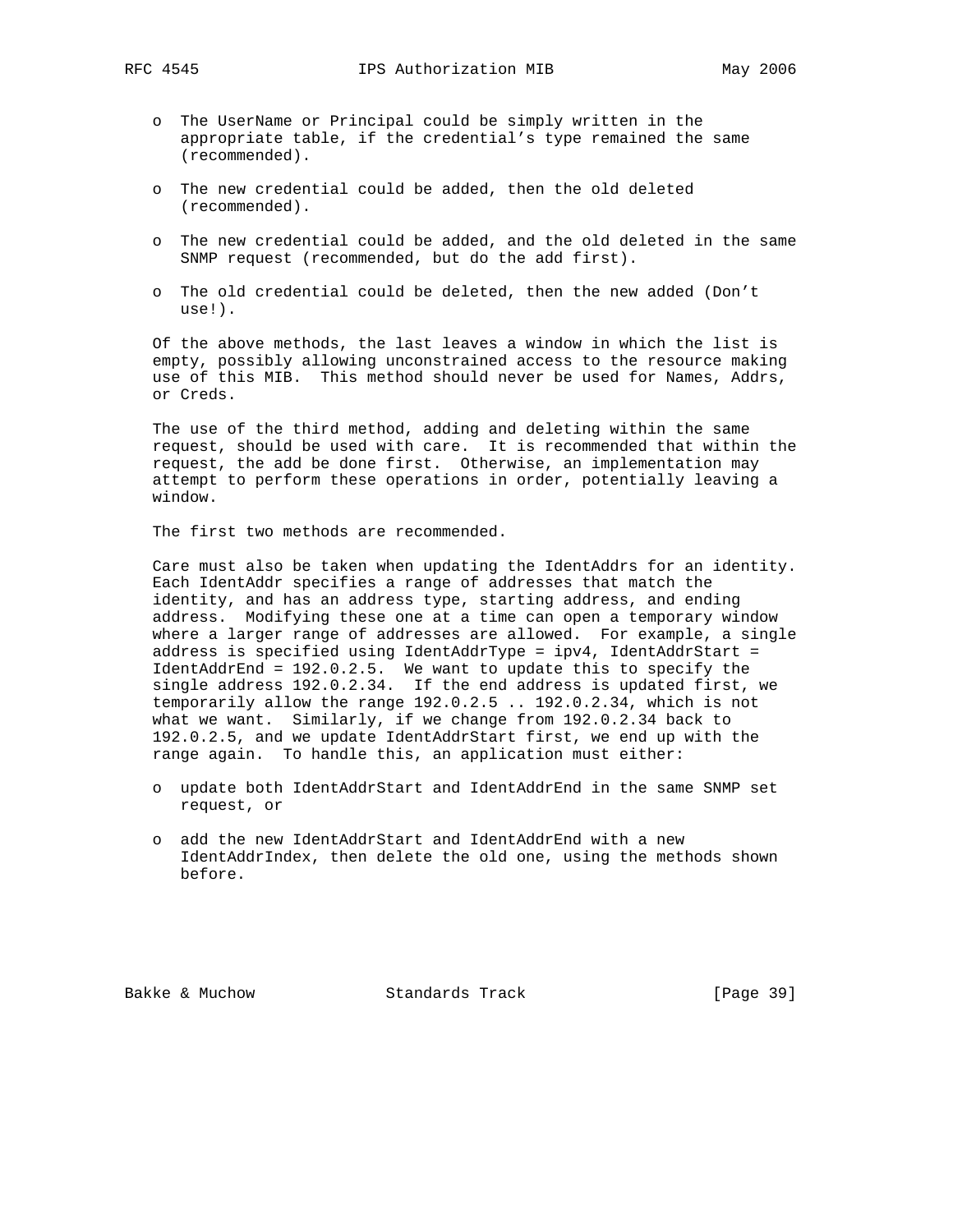- The UserName or Principal could be simply written in the appropriate table, if the credential's type remained the same (recommended).

- The new credential could be added, then the old deleted (recommended).

- The new credential could be added, and the old deleted in the same SNMP request (recommended, but do the add first).

- The old credential could be deleted, then the new added (Don't use!).

Of the above methods, the last leaves a window in which the list is empty, possibly allowing unconstrained access to the resource making use of this MIB. This method should never be used for Names, Addrs, or Creds.

The use of the third method, adding and deleting within the same request, should be used with care. It is recommended that within the request, the add be done first. Otherwise, an implementation may attempt to perform these operations in order, potentially leaving a window.

The first two methods are recommended.

Care must also be taken when updating the IdentAddrs for an identity. Each IdentAddr specifies a range of addresses that match the identity, and has an address type, starting address, and ending address. Modifying these one at a time can open a temporary window where a larger range of addresses are allowed. For example, a single address is specified using IdentAddrType = ipv4, IdentAddrStart = IdentAddrEnd = 192.0.2.5. We want to update this to specify the single address 192.0.2.34. If the end address is updated first, we temporarily allow the range 192.0.2.5 .. 192.0.2.34, which is not what we want. Similarly, if we change from 192.0.2.34 back to 192.0.2.5, and we update IdentAddrStart first, we end up with the range again. To handle this, an application must either:

- update both IdentAddrStart and IdentAddrEnd in the same SNMP set request, or

- add the new IdentAddrStart and IdentAddrEnd with a new IdentAddrIndex, then delete the old one, using the methods shown before.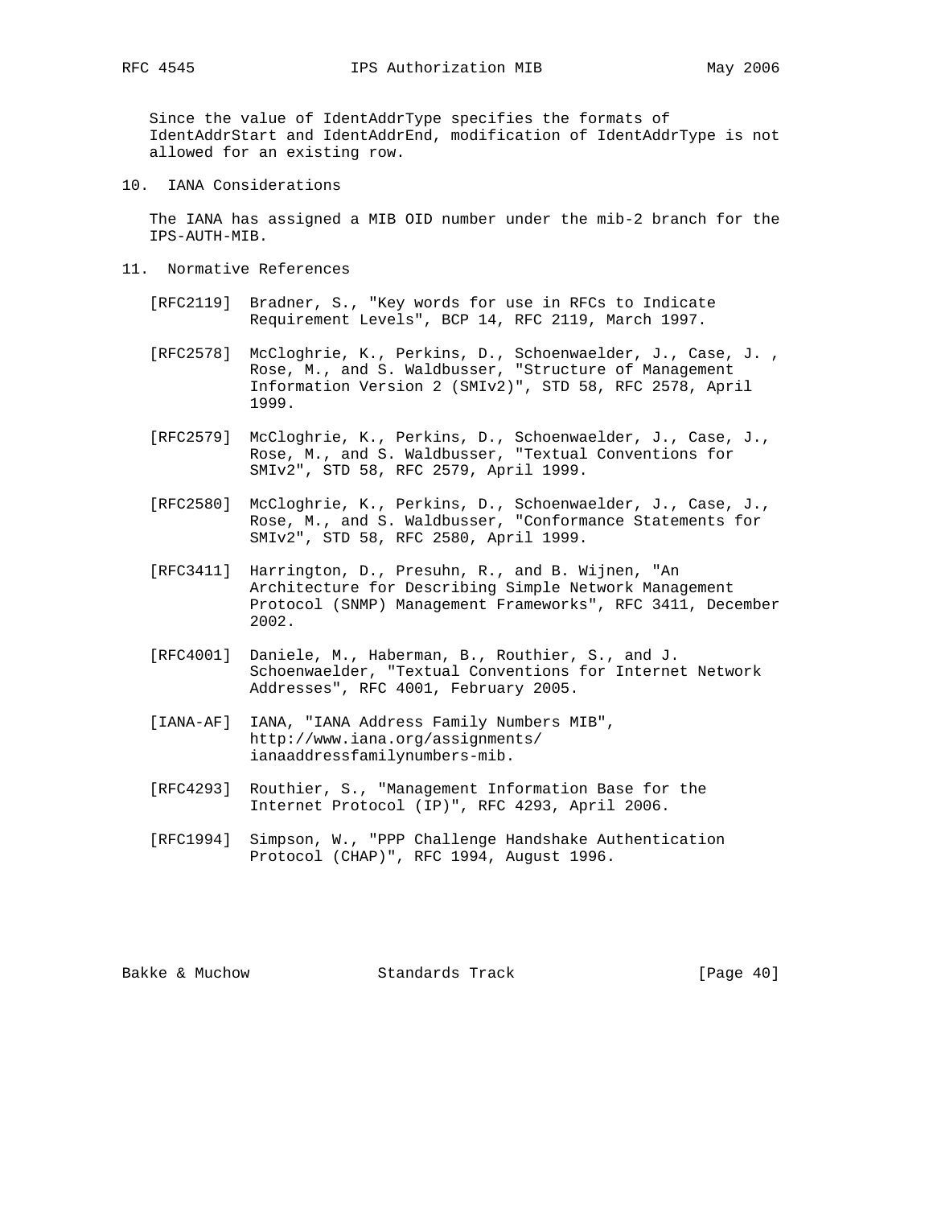Since the value of IdentAddrType specifies the formats of IdentAddrStart and IdentAddrEnd, modification of IdentAddrType is not allowed for an existing row.

## 10. IANA Considerations

The IANA has assigned a MIB OID number under the mib-2 branch for the IPS-AUTH-MIB.

## 11. Normative References

[RFC2119] Bradner, S., "Key words for use in RFCs to Indicate Requirement Levels", BCP 14, RFC 2119, March 1997.

[RFC2578] McCloghrie, K., Perkins, D., Schoenwaelder, J., Case, J. , Rose, M., and S. Waldbusser, "Structure of Management Information Version 2 (SMIv2)", STD 58, RFC 2578, April 1999.

[RFC2579] McCloghrie, K., Perkins, D., Schoenwaelder, J., Case, J., Rose, M., and S. Waldbusser, "Textual Conventions for SMIv2", STD 58, RFC 2579, April 1999.

[RFC2580] McCloghrie, K., Perkins, D., Schoenwaelder, J., Case, J., Rose, M., and S. Waldbusser, "Conformance Statements for SMIv2", STD 58, RFC 2580, April 1999.

[RFC3411] Harrington, D., Presuhn, R., and B. Wijnen, "An Architecture for Describing Simple Network Management Protocol (SNMP) Management Frameworks", RFC 3411, December 2002.

[RFC4001] Daniele, M., Haberman, B., Routhier, S., and J. Schoenwaelder, "Textual Conventions for Internet Network Addresses", RFC 4001, February 2005.

[IANA-AF] IANA, "IANA Address Family Numbers MIB", http://www.iana.org/assignments/ianaaddressfamilynumbers-mib.

[RFC4293] Routhier, S., "Management Information Base for the Internet Protocol (IP)", RFC 4293, April 2006.

[RFC1994] Simpson, W., "PPP Challenge Handshake Authentication Protocol (CHAP)", RFC 1994, August 1996.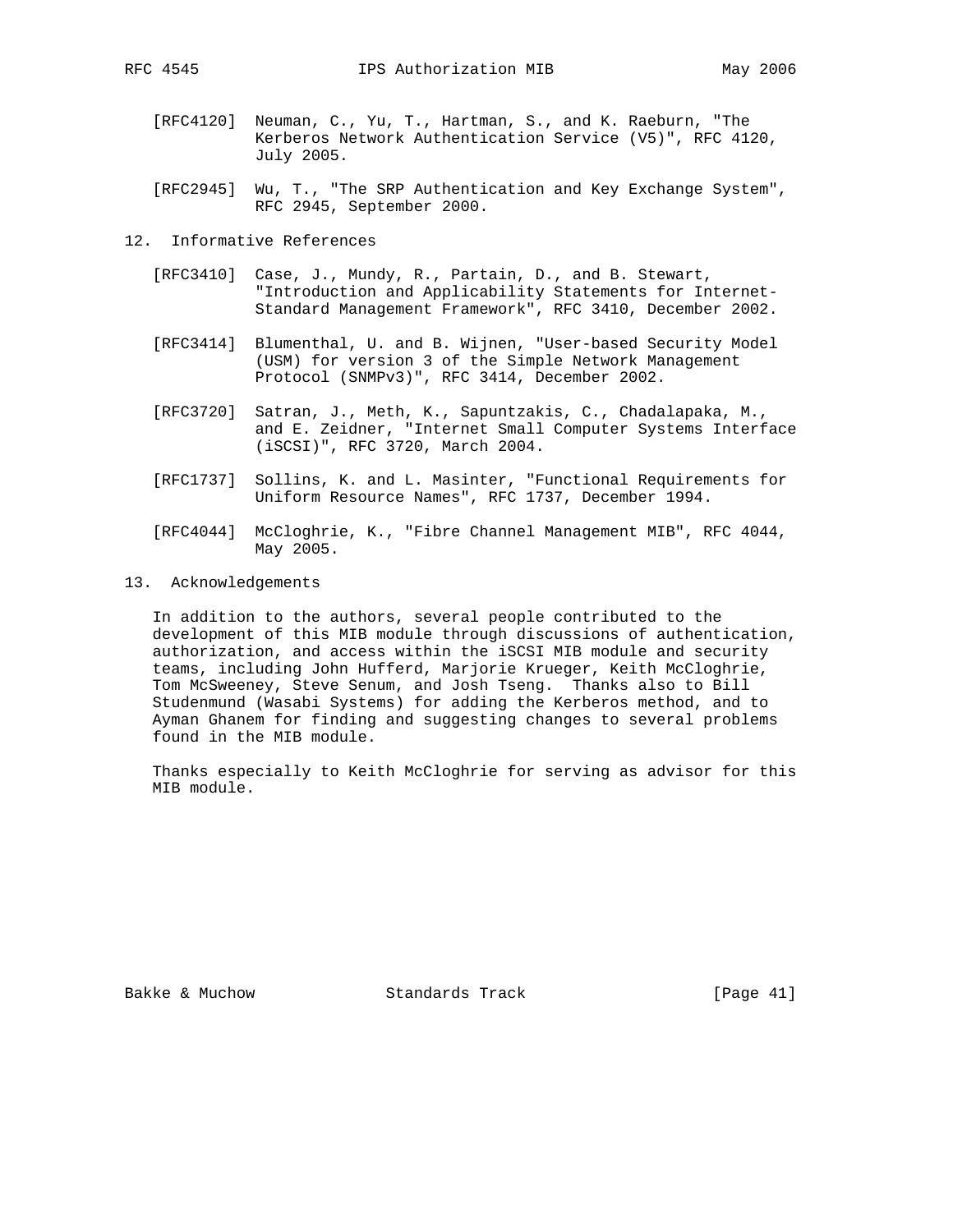[RFC4120] Neuman, C., Yu, T., Hartman, S., and K. Raeburn, "The Kerberos Network Authentication Service (V5)", RFC 4120, July 2005.

[RFC2945] Wu, T., "The SRP Authentication and Key Exchange System", RFC 2945, September 2000.

## 12. Informative References

[RFC3410] Case, J., Mundy, R., Partain, D., and B. Stewart, "Introduction and Applicability Statements for Internet-Standard Management Framework", RFC 3410, December 2002.

[RFC3414] Blumenthal, U. and B. Wijnen, "User-based Security Model (USM) for version 3 of the Simple Network Management Protocol (SNMPv3)", RFC 3414, December 2002.

[RFC3720] Satran, J., Meth, K., Sapuntzakis, C., Chadalapaka, M., and E. Zeidner, "Internet Small Computer Systems Interface (iSCSI)", RFC 3720, March 2004.

[RFC1737] Sollins, K. and L. Masinter, "Functional Requirements for Uniform Resource Names", RFC 1737, December 1994.

[RFC4044] McCloghrie, K., "Fibre Channel Management MIB", RFC 4044, May 2005.

## 13. Acknowledgements

In addition to the authors, several people contributed to the development of this MIB module through discussions of authentication, authorization, and access within the iSCSI MIB module and security teams, including John Hufferd, Marjorie Krueger, Keith McCloghrie, Tom McSweeney, Steve Senum, and Josh Tseng. Thanks also to Bill Studenmund (Wasabi Systems) for adding the Kerberos method, and to Ayman Ghanem for finding and suggesting changes to several problems found in the MIB module.

Thanks especially to Keith McCloghrie for serving as advisor for this MIB module.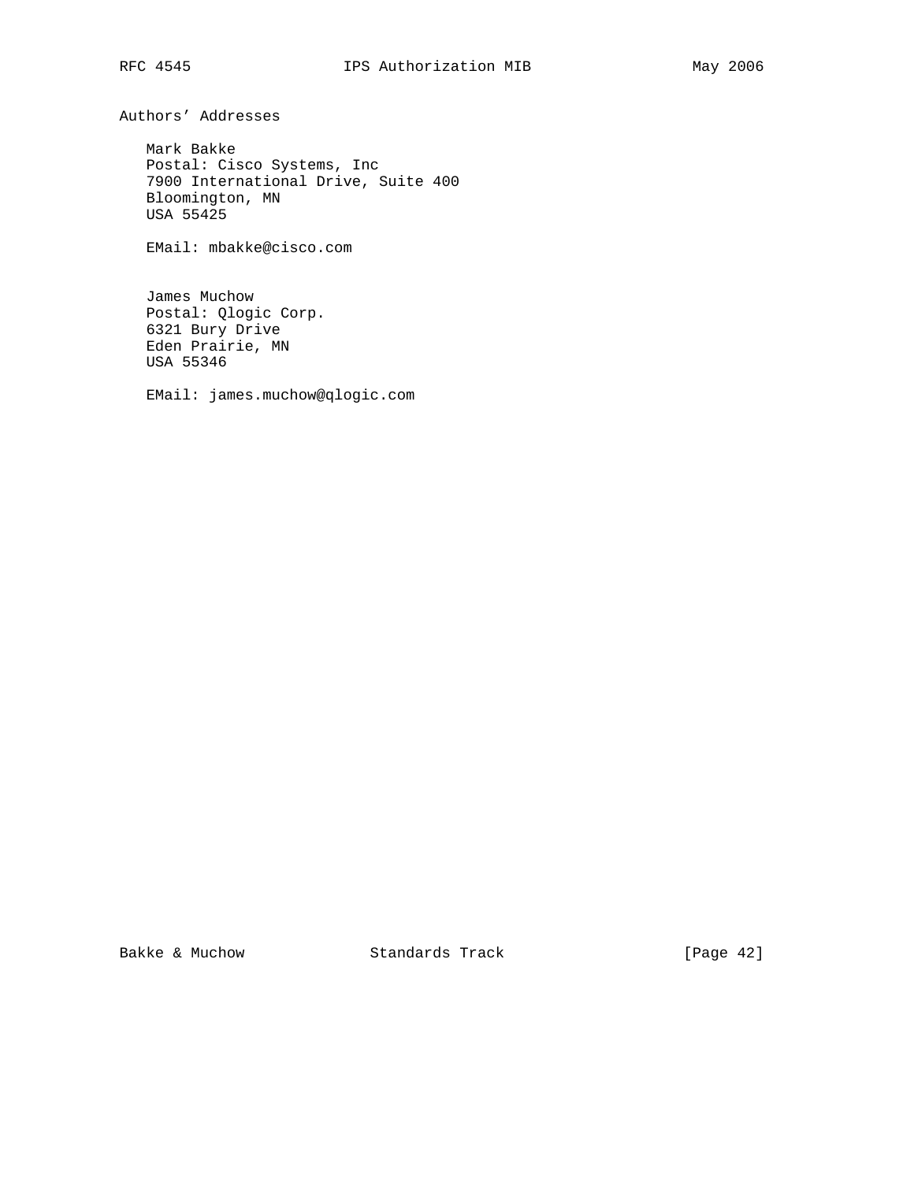## Authors' Addresses

Mark Bakke
Postal: Cisco Systems, Inc
7900 International Drive, Suite 400
Bloomington, MN
USA 55425

EMail: mbakke@cisco.com

James Muchow
Postal: Qlogic Corp.
6321 Bury Drive
Eden Prairie, MN
USA 55346

EMail: james.muchow@qlogic.com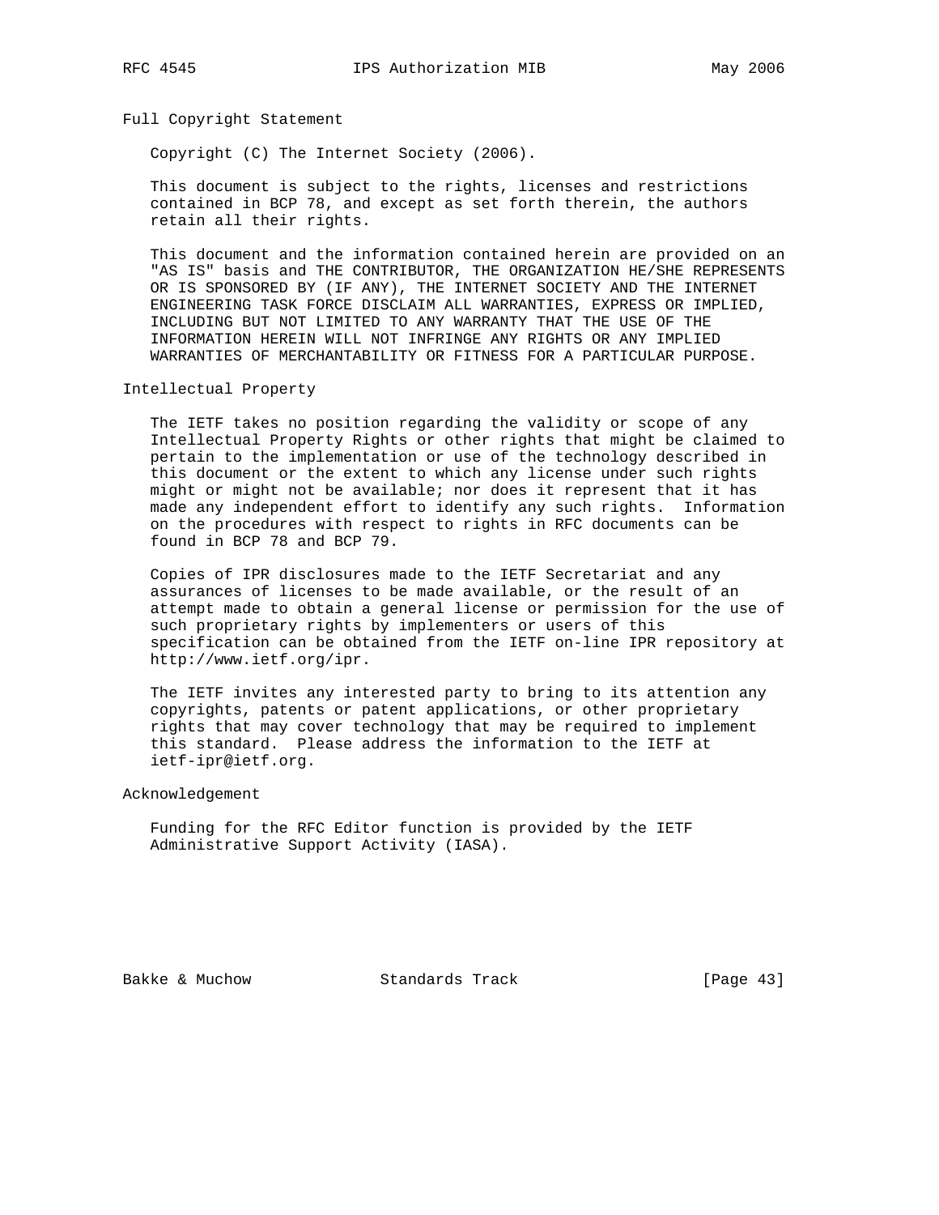## Full Copyright Statement

Copyright (C) The Internet Society (2006).

This document is subject to the rights, licenses and restrictions contained in BCP 78, and except as set forth therein, the authors retain all their rights.

This document and the information contained herein are provided on an "AS IS" basis and THE CONTRIBUTOR, THE ORGANIZATION HE/SHE REPRESENTS OR IS SPONSORED BY (IF ANY), THE INTERNET SOCIETY AND THE INTERNET ENGINEERING TASK FORCE DISCLAIM ALL WARRANTIES, EXPRESS OR IMPLIED, INCLUDING BUT NOT LIMITED TO ANY WARRANTY THAT THE USE OF THE INFORMATION HEREIN WILL NOT INFRINGE ANY RIGHTS OR ANY IMPLIED WARRANTIES OF MERCHANTABILITY OR FITNESS FOR A PARTICULAR PURPOSE.

## Intellectual Property

The IETF takes no position regarding the validity or scope of any Intellectual Property Rights or other rights that might be claimed to pertain to the implementation or use of the technology described in this document or the extent to which any license under such rights might or might not be available; nor does it represent that it has made any independent effort to identify any such rights. Information on the procedures with respect to rights in RFC documents can be found in BCP 78 and BCP 79.

Copies of IPR disclosures made to the IETF Secretariat and any assurances of licenses to be made available, or the result of an attempt made to obtain a general license or permission for the use of such proprietary rights by implementers or users of this specification can be obtained from the IETF on-line IPR repository at http://www.ietf.org/ipr.

The IETF invites any interested party to bring to its attention any copyrights, patents or patent applications, or other proprietary rights that may cover technology that may be required to implement this standard. Please address the information to the IETF at ietf-ipr@ietf.org.

## Acknowledgement

Funding for the RFC Editor function is provided by the IETF Administrative Support Activity (IASA).